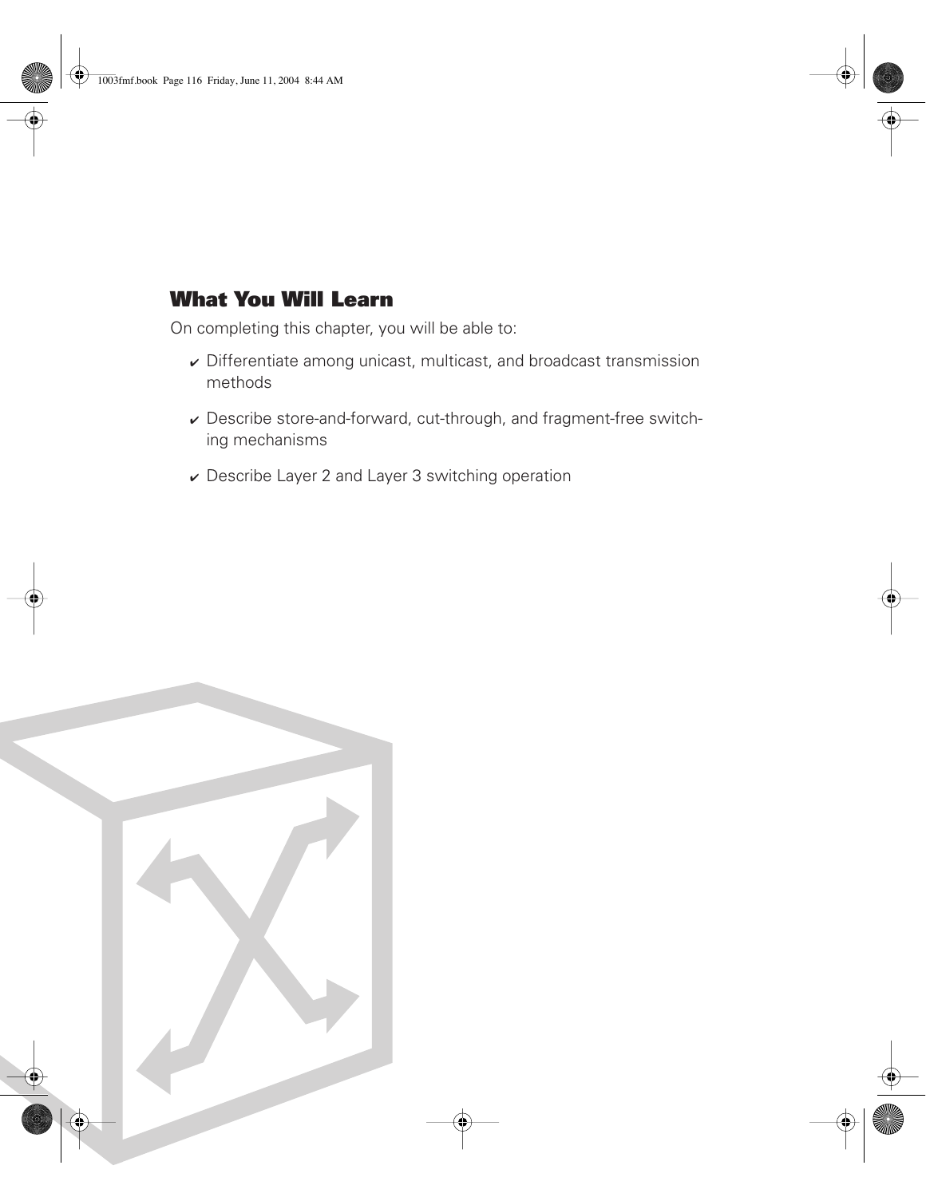## What You Will Learn

On completing this chapter, you will be able to:

- ✔ Differentiate among unicast, multicast, and broadcast transmission methods
- ✔ Describe store-and-forward, cut-through, and fragment-free switching mechanisms
- ✔ Describe Layer 2 and Layer 3 switching operation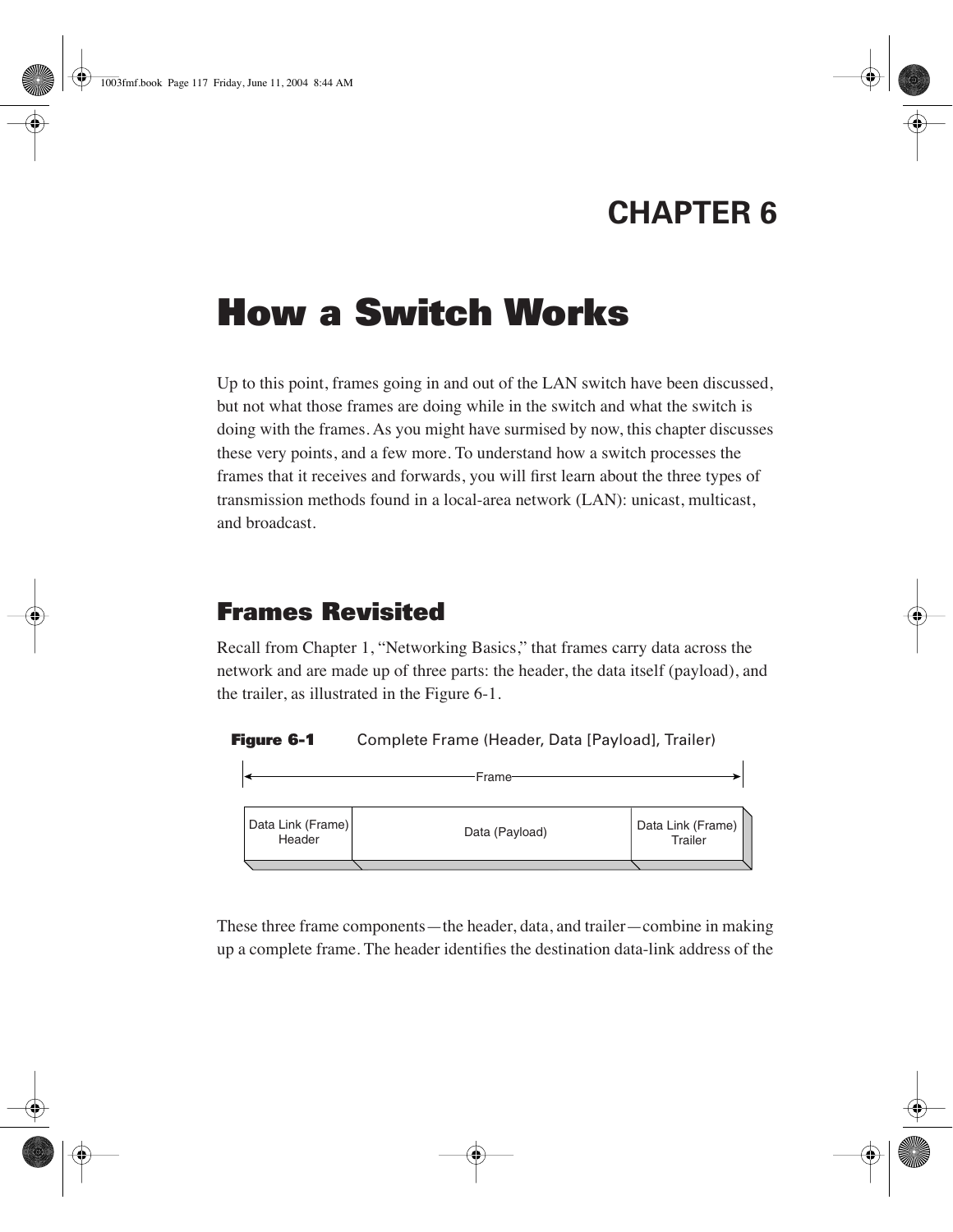# CHAPTER 6

# How a Switch Works

Up to this point, frames going in and out of the LAN switch have been discussed, but not what those frames are doing while in the switch and what the switch is doing with the frames. As you might have surmised by now, this chapter discusses these very points, and a few more. To understand how a switch processes the frames that it receives and forwards, you will first learn about the three types of transmission methods found in a local-area network (LAN): unicast, multicast, and broadcast.

## Frames Revisited

Recall from Chapter 1, "Networking Basics," that frames carry data across the network and are made up of three parts: the header, the data itself (payload), and the trailer, as illustrated in the Figure 6-1.

**Figure 6-1** Complete Frame (Header, Data [Payload], Trailer)

| Data Link (Frame) Header | Data (Payload) | Data Link (Frame) Trailer |
|---|---|---|

These three frame components—the header, data, and trailer—combine in making up a complete frame. The header identifies the destination data-link address of the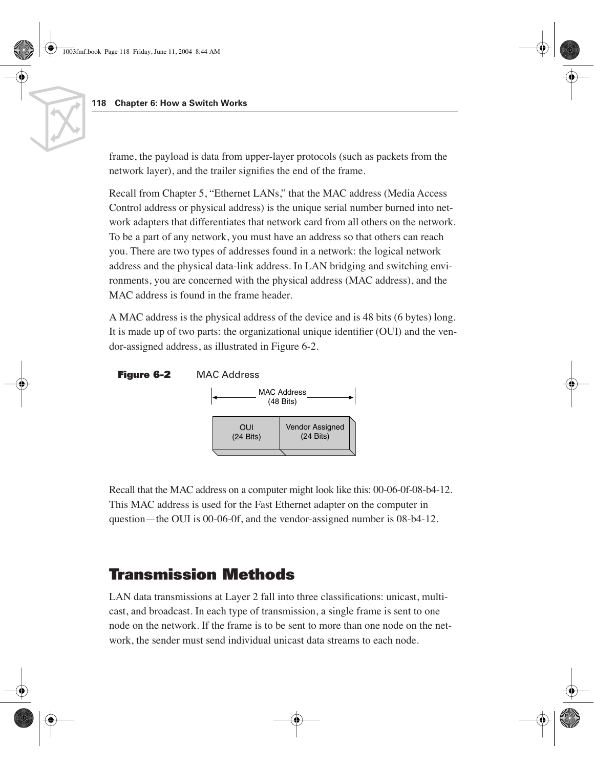frame, the payload is data from upper-layer protocols (such as packets from the network layer), and the trailer signifies the end of the frame.

Recall from Chapter 5, "Ethernet LANs," that the MAC address (Media Access Control address or physical address) is the unique serial number burned into network adapters that differentiates that network card from all others on the network. To be a part of any network, you must have an address so that others can reach you. There are two types of addresses found in a network: the logical network address and the physical data-link address. In LAN bridging and switching environments, you are concerned with the physical address (MAC address), and the MAC address is found in the frame header.

A MAC address is the physical address of the device and is 48 bits (6 bytes) long. It is made up of two parts: the organizational unique identifier (OUI) and the vendor-assigned address, as illustrated in Figure 6-2.

**Figure 6-2** MAC Address

MAC Address (48 Bits)

| OUI (24 Bits) | Vendor Assigned (24 Bits) |
|---|---|

Recall that the MAC address on a computer might look like this: 00-06-0f-08-b4-12. This MAC address is used for the Fast Ethernet adapter on the computer in question—the OUI is 00-06-0f, and the vendor-assigned number is 08-b4-12.

## Transmission Methods

LAN data transmissions at Layer 2 fall into three classifications: unicast, multicast, and broadcast. In each type of transmission, a single frame is sent to one node on the network. If the frame is to be sent to more than one node on the network, the sender must send individual unicast data streams to each node.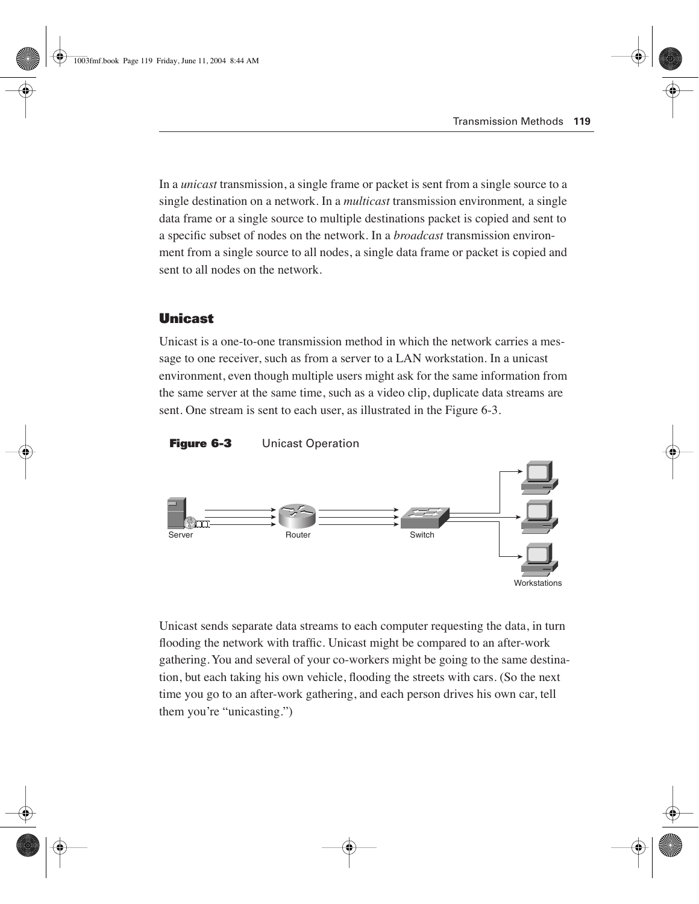In a *unicast* transmission, a single frame or packet is sent from a single source to a single destination on a network. In a *multicast* transmission environment, a single data frame or a single source to multiple destinations packet is copied and sent to a specific subset of nodes on the network. In a *broadcast* transmission environment from a single source to all nodes, a single data frame or packet is copied and sent to all nodes on the network.

## Unicast

Unicast is a one-to-one transmission method in which the network carries a message to one receiver, such as from a server to a LAN workstation. In a unicast environment, even though multiple users might ask for the same information from the same server at the same time, such as a video clip, duplicate data streams are sent. One stream is sent to each user, as illustrated in the Figure 6-3.

**Figure 6-3** Unicast Operation

Unicast sends separate data streams to each computer requesting the data, in turn flooding the network with traffic. Unicast might be compared to an after-work gathering. You and several of your co-workers might be going to the same destination, but each taking his own vehicle, flooding the streets with cars. (So the next time you go to an after-work gathering, and each person drives his own car, tell them you're "unicasting.")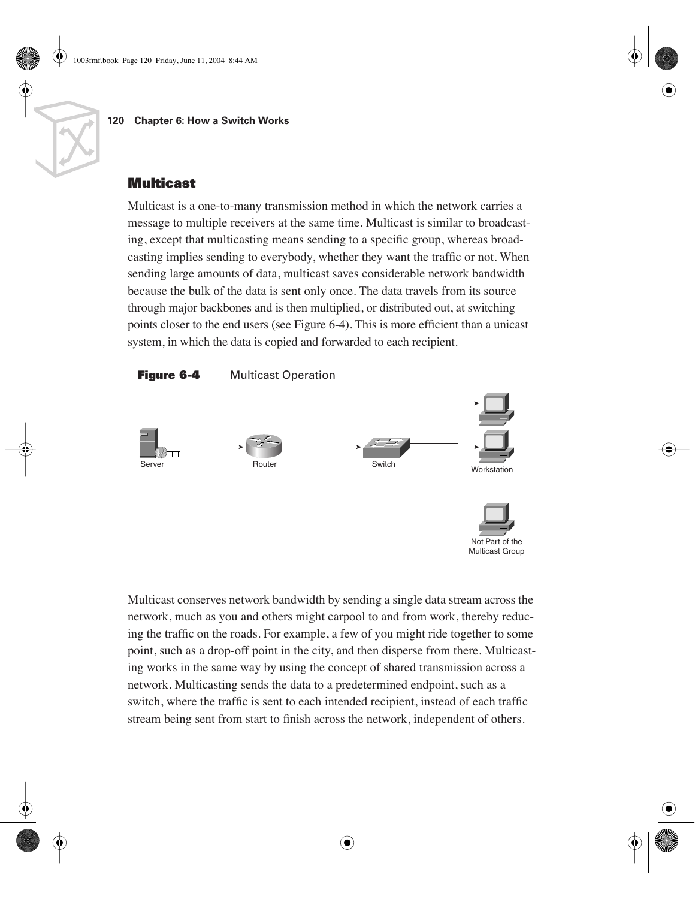## Multicast

Multicast is a one-to-many transmission method in which the network carries a message to multiple receivers at the same time. Multicast is similar to broadcasting, except that multicasting means sending to a specific group, whereas broadcasting implies sending to everybody, whether they want the traffic or not. When sending large amounts of data, multicast saves considerable network bandwidth because the bulk of the data is sent only once. The data travels from its source through major backbones and is then multiplied, or distributed out, at switching points closer to the end users (see Figure 6-4). This is more efficient than a unicast system, in which the data is copied and forwarded to each recipient.

**Figure 6-4** Multicast Operation

Multicast conserves network bandwidth by sending a single data stream across the network, much as you and others might carpool to and from work, thereby reducing the traffic on the roads. For example, a few of you might ride together to some point, such as a drop-off point in the city, and then disperse from there. Multicasting works in the same way by using the concept of shared transmission across a network. Multicasting sends the data to a predetermined endpoint, such as a switch, where the traffic is sent to each intended recipient, instead of each traffic stream being sent from start to finish across the network, independent of others.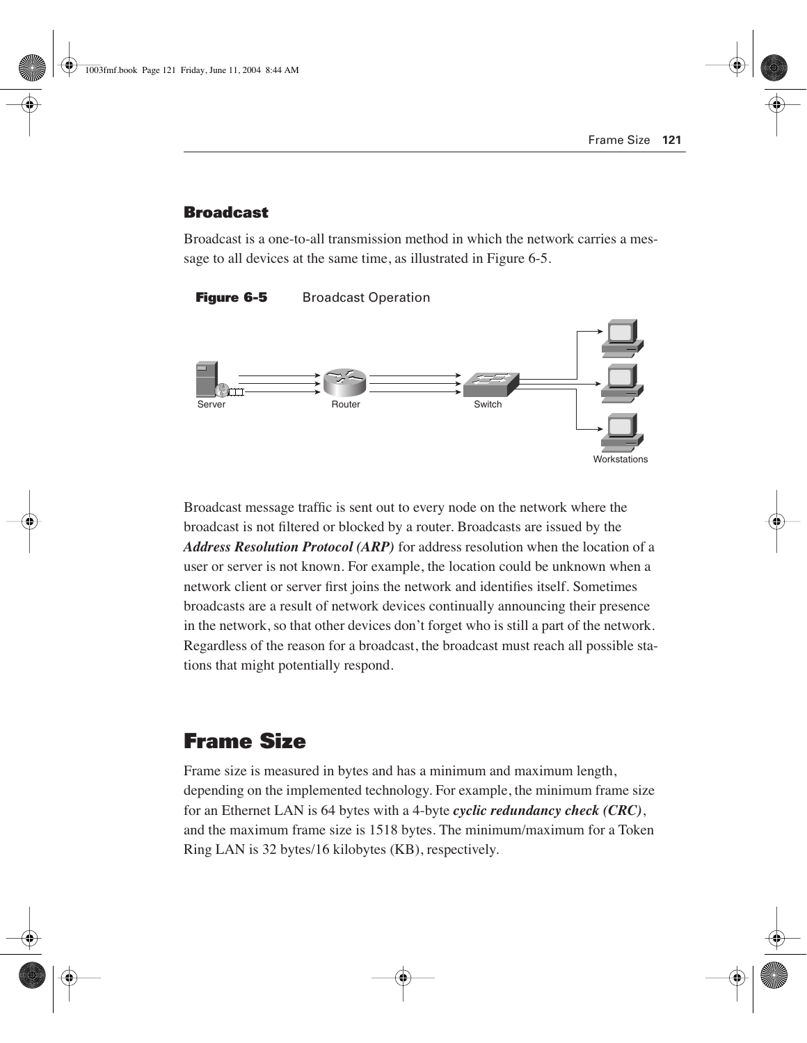### Broadcast

Broadcast is a one-to-all transmission method in which the network carries a message to all devices at the same time, as illustrated in Figure 6-5.

**Figure 6-5** Broadcast Operation

Broadcast message traffic is sent out to every node on the network where the broadcast is not filtered or blocked by a router. Broadcasts are issued by the ***Address Resolution Protocol (ARP)*** for address resolution when the location of a user or server is not known. For example, the location could be unknown when a network client or server first joins the network and identifies itself. Sometimes broadcasts are a result of network devices continually announcing their presence in the network, so that other devices don't forget who is still a part of the network. Regardless of the reason for a broadcast, the broadcast must reach all possible stations that might potentially respond.

## Frame Size

Frame size is measured in bytes and has a minimum and maximum length, depending on the implemented technology. For example, the minimum frame size for an Ethernet LAN is 64 bytes with a 4-byte ***cyclic redundancy check (CRC)***, and the maximum frame size is 1518 bytes. The minimum/maximum for a Token Ring LAN is 32 bytes/16 kilobytes (KB), respectively.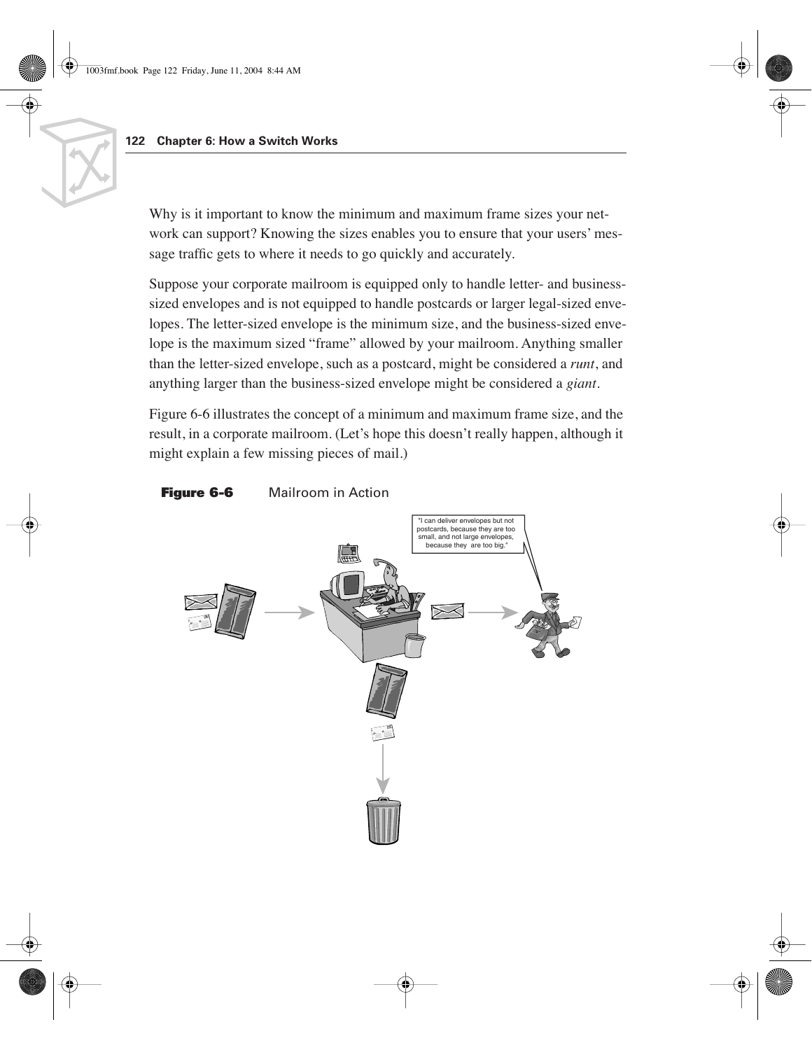Why is it important to know the minimum and maximum frame sizes your network can support? Knowing the sizes enables you to ensure that your users' message traffic gets to where it needs to go quickly and accurately.

Suppose your corporate mailroom is equipped only to handle letter- and business-sized envelopes and is not equipped to handle postcards or larger legal-sized envelopes. The letter-sized envelope is the minimum size, and the business-sized envelope is the maximum sized "frame" allowed by your mailroom. Anything smaller than the letter-sized envelope, such as a postcard, might be considered a *runt*, and anything larger than the business-sized envelope might be considered a *giant*.

Figure 6-6 illustrates the concept of a minimum and maximum frame size, and the result, in a corporate mailroom. (Let's hope this doesn't really happen, although it might explain a few missing pieces of mail.)

**Figure 6-6** Mailroom in Action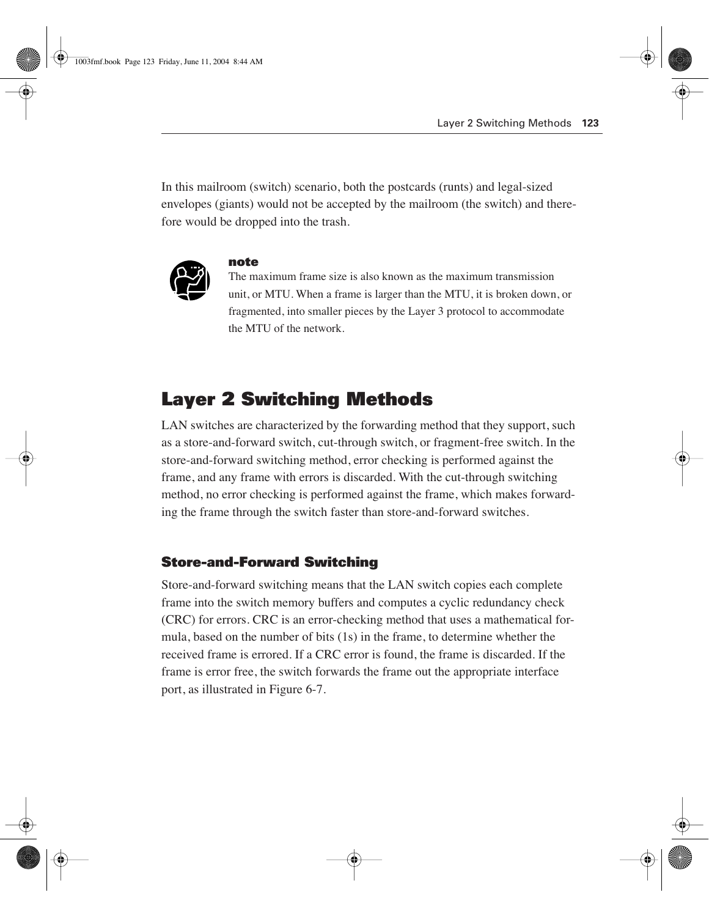In this mailroom (switch) scenario, both the postcards (runts) and legal-sized envelopes (giants) would not be accepted by the mailroom (the switch) and therefore would be dropped into the trash.

> **note**
>
> The maximum frame size is also known as the maximum transmission unit, or MTU. When a frame is larger than the MTU, it is broken down, or fragmented, into smaller pieces by the Layer 3 protocol to accommodate the MTU of the network.

## Layer 2 Switching Methods

LAN switches are characterized by the forwarding method that they support, such as a store-and-forward switch, cut-through switch, or fragment-free switch. In the store-and-forward switching method, error checking is performed against the frame, and any frame with errors is discarded. With the cut-through switching method, no error checking is performed against the frame, which makes forwarding the frame through the switch faster than store-and-forward switches.

### Store-and-Forward Switching

Store-and-forward switching means that the LAN switch copies each complete frame into the switch memory buffers and computes a cyclic redundancy check (CRC) for errors. CRC is an error-checking method that uses a mathematical formula, based on the number of bits (1s) in the frame, to determine whether the received frame is errored. If a CRC error is found, the frame is discarded. If the frame is error free, the switch forwards the frame out the appropriate interface port, as illustrated in Figure 6-7.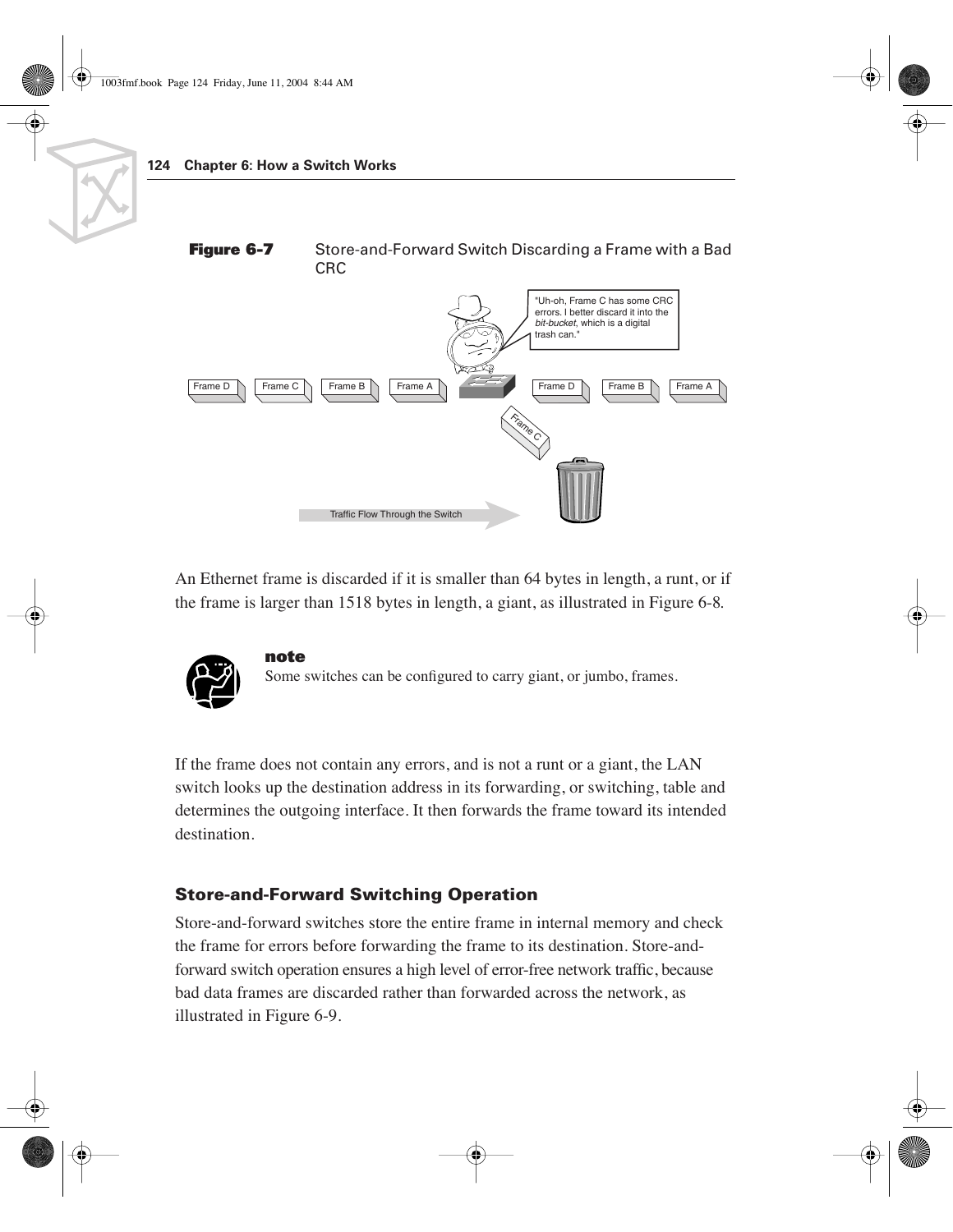**Figure 6-7** Store-and-Forward Switch Discarding a Frame with a Bad CRC

An Ethernet frame is discarded if it is smaller than 64 bytes in length, a runt, or if the frame is larger than 1518 bytes in length, a giant, as illustrated in Figure 6-8.

**note**
Some switches can be configured to carry giant, or jumbo, frames.

If the frame does not contain any errors, and is not a runt or a giant, the LAN switch looks up the destination address in its forwarding, or switching, table and determines the outgoing interface. It then forwards the frame toward its intended destination.

### Store-and-Forward Switching Operation

Store-and-forward switches store the entire frame in internal memory and check the frame for errors before forwarding the frame to its destination. Store-and-forward switch operation ensures a high level of error-free network traffic, because bad data frames are discarded rather than forwarded across the network, as illustrated in Figure 6-9.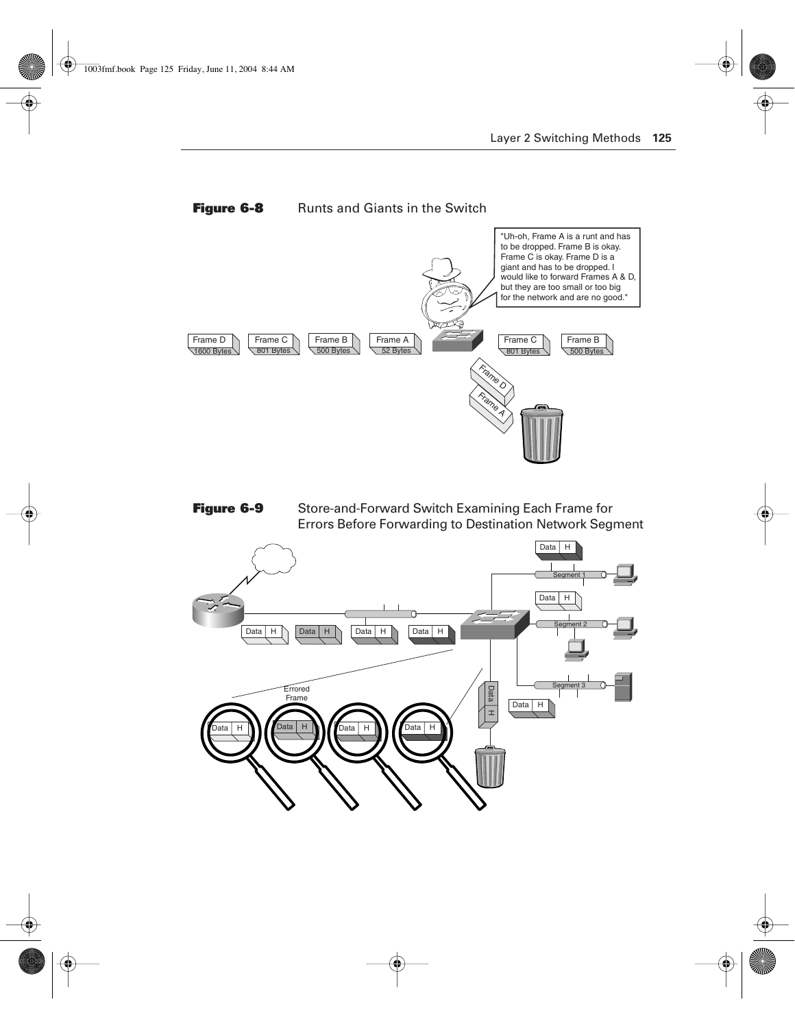**Figure 6-8** Runts and Giants in the Switch

**Figure 6-9** Store-and-Forward Switch Examining Each Frame for Errors Before Forwarding to Destination Network Segment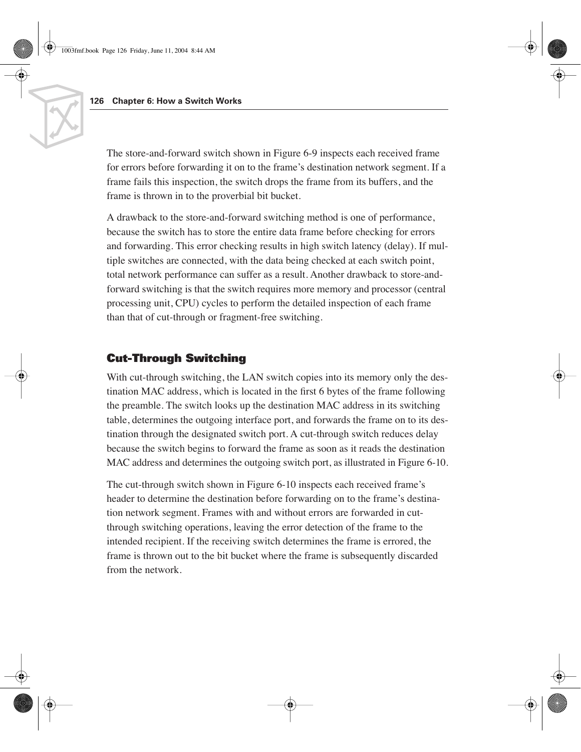The store-and-forward switch shown in Figure 6-9 inspects each received frame for errors before forwarding it on to the frame's destination network segment. If a frame fails this inspection, the switch drops the frame from its buffers, and the frame is thrown in to the proverbial bit bucket.

A drawback to the store-and-forward switching method is one of performance, because the switch has to store the entire data frame before checking for errors and forwarding. This error checking results in high switch latency (delay). If multiple switches are connected, with the data being checked at each switch point, total network performance can suffer as a result. Another drawback to store-and-forward switching is that the switch requires more memory and processor (central processing unit, CPU) cycles to perform the detailed inspection of each frame than that of cut-through or fragment-free switching.

## Cut-Through Switching

With cut-through switching, the LAN switch copies into its memory only the destination MAC address, which is located in the first 6 bytes of the frame following the preamble. The switch looks up the destination MAC address in its switching table, determines the outgoing interface port, and forwards the frame on to its destination through the designated switch port. A cut-through switch reduces delay because the switch begins to forward the frame as soon as it reads the destination MAC address and determines the outgoing switch port, as illustrated in Figure 6-10.

The cut-through switch shown in Figure 6-10 inspects each received frame's header to determine the destination before forwarding on to the frame's destination network segment. Frames with and without errors are forwarded in cut-through switching operations, leaving the error detection of the frame to the intended recipient. If the receiving switch determines the frame is errored, the frame is thrown out to the bit bucket where the frame is subsequently discarded from the network.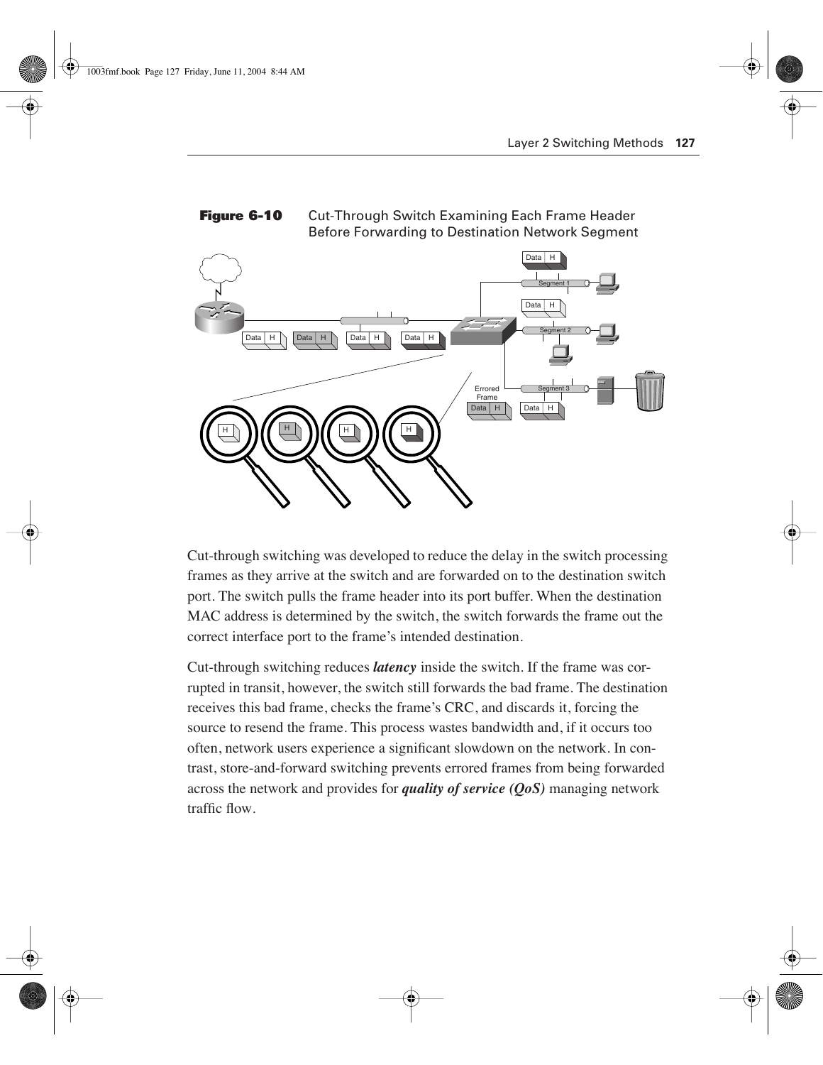**Figure 6-10** Cut-Through Switch Examining Each Frame Header Before Forwarding to Destination Network Segment

Cut-through switching was developed to reduce the delay in the switch processing frames as they arrive at the switch and are forwarded on to the destination switch port. The switch pulls the frame header into its port buffer. When the destination MAC address is determined by the switch, the switch forwards the frame out the correct interface port to the frame's intended destination.

Cut-through switching reduces ***latency*** inside the switch. If the frame was corrupted in transit, however, the switch still forwards the bad frame. The destination receives this bad frame, checks the frame's CRC, and discards it, forcing the source to resend the frame. This process wastes bandwidth and, if it occurs too often, network users experience a significant slowdown on the network. In contrast, store-and-forward switching prevents errored frames from being forwarded across the network and provides for ***quality of service (QoS)*** managing network traffic flow.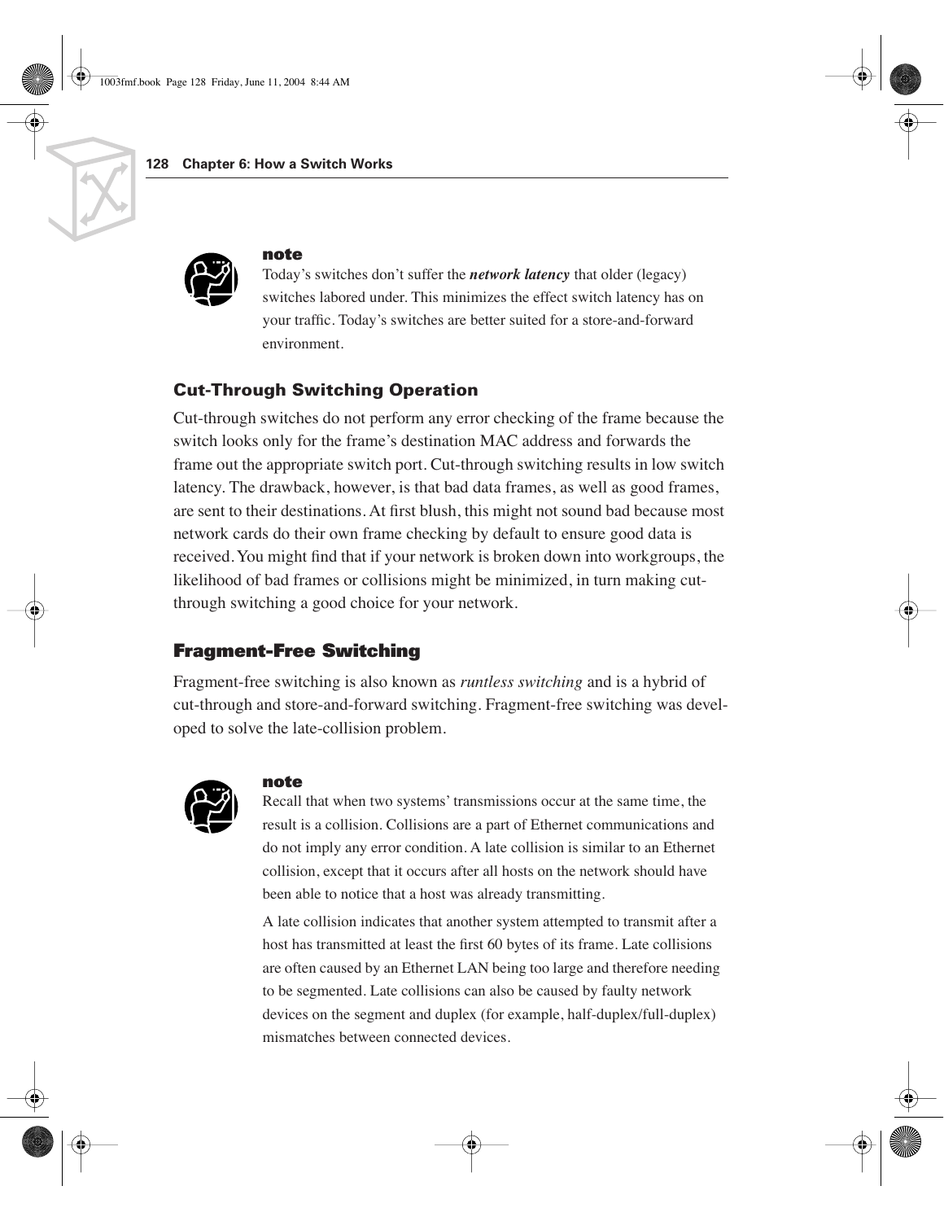**note**

Today's switches don't suffer the ***network latency*** that older (legacy) switches labored under. This minimizes the effect switch latency has on your traffic. Today's switches are better suited for a store-and-forward environment.

### Cut-Through Switching Operation

Cut-through switches do not perform any error checking of the frame because the switch looks only for the frame's destination MAC address and forwards the frame out the appropriate switch port. Cut-through switching results in low switch latency. The drawback, however, is that bad data frames, as well as good frames, are sent to their destinations. At first blush, this might not sound bad because most network cards do their own frame checking by default to ensure good data is received. You might find that if your network is broken down into workgroups, the likelihood of bad frames or collisions might be minimized, in turn making cut-through switching a good choice for your network.

### Fragment-Free Switching

Fragment-free switching is also known as *runtless switching* and is a hybrid of cut-through and store-and-forward switching. Fragment-free switching was developed to solve the late-collision problem.

**note**

Recall that when two systems' transmissions occur at the same time, the result is a collision. Collisions are a part of Ethernet communications and do not imply any error condition. A late collision is similar to an Ethernet collision, except that it occurs after all hosts on the network should have been able to notice that a host was already transmitting.

A late collision indicates that another system attempted to transmit after a host has transmitted at least the first 60 bytes of its frame. Late collisions are often caused by an Ethernet LAN being too large and therefore needing to be segmented. Late collisions can also be caused by faulty network devices on the segment and duplex (for example, half-duplex/full-duplex) mismatches between connected devices.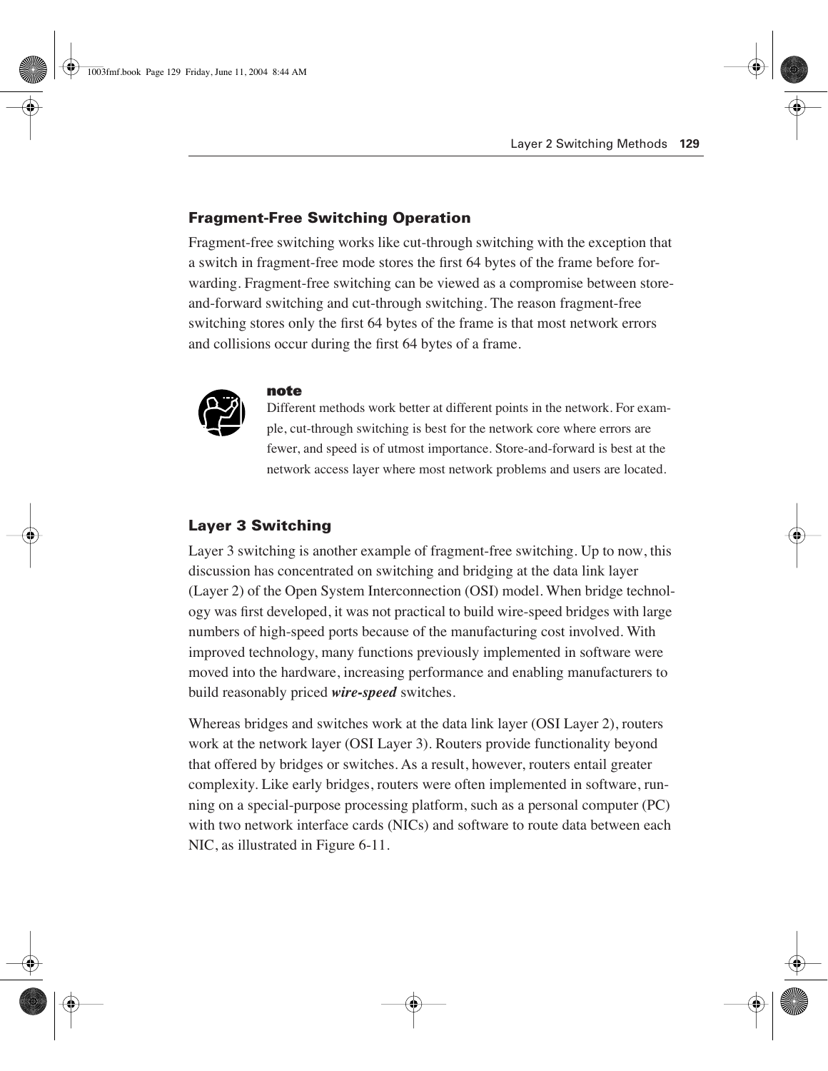### Fragment-Free Switching Operation

Fragment-free switching works like cut-through switching with the exception that a switch in fragment-free mode stores the first 64 bytes of the frame before forwarding. Fragment-free switching can be viewed as a compromise between store-and-forward switching and cut-through switching. The reason fragment-free switching stores only the first 64 bytes of the frame is that most network errors and collisions occur during the first 64 bytes of a frame.

> **note**
>
> Different methods work better at different points in the network. For example, cut-through switching is best for the network core where errors are fewer, and speed is of utmost importance. Store-and-forward is best at the network access layer where most network problems and users are located.

### Layer 3 Switching

Layer 3 switching is another example of fragment-free switching. Up to now, this discussion has concentrated on switching and bridging at the data link layer (Layer 2) of the Open System Interconnection (OSI) model. When bridge technology was first developed, it was not practical to build wire-speed bridges with large numbers of high-speed ports because of the manufacturing cost involved. With improved technology, many functions previously implemented in software were moved into the hardware, increasing performance and enabling manufacturers to build reasonably priced ***wire-speed*** switches.

Whereas bridges and switches work at the data link layer (OSI Layer 2), routers work at the network layer (OSI Layer 3). Routers provide functionality beyond that offered by bridges or switches. As a result, however, routers entail greater complexity. Like early bridges, routers were often implemented in software, running on a special-purpose processing platform, such as a personal computer (PC) with two network interface cards (NICs) and software to route data between each NIC, as illustrated in Figure 6-11.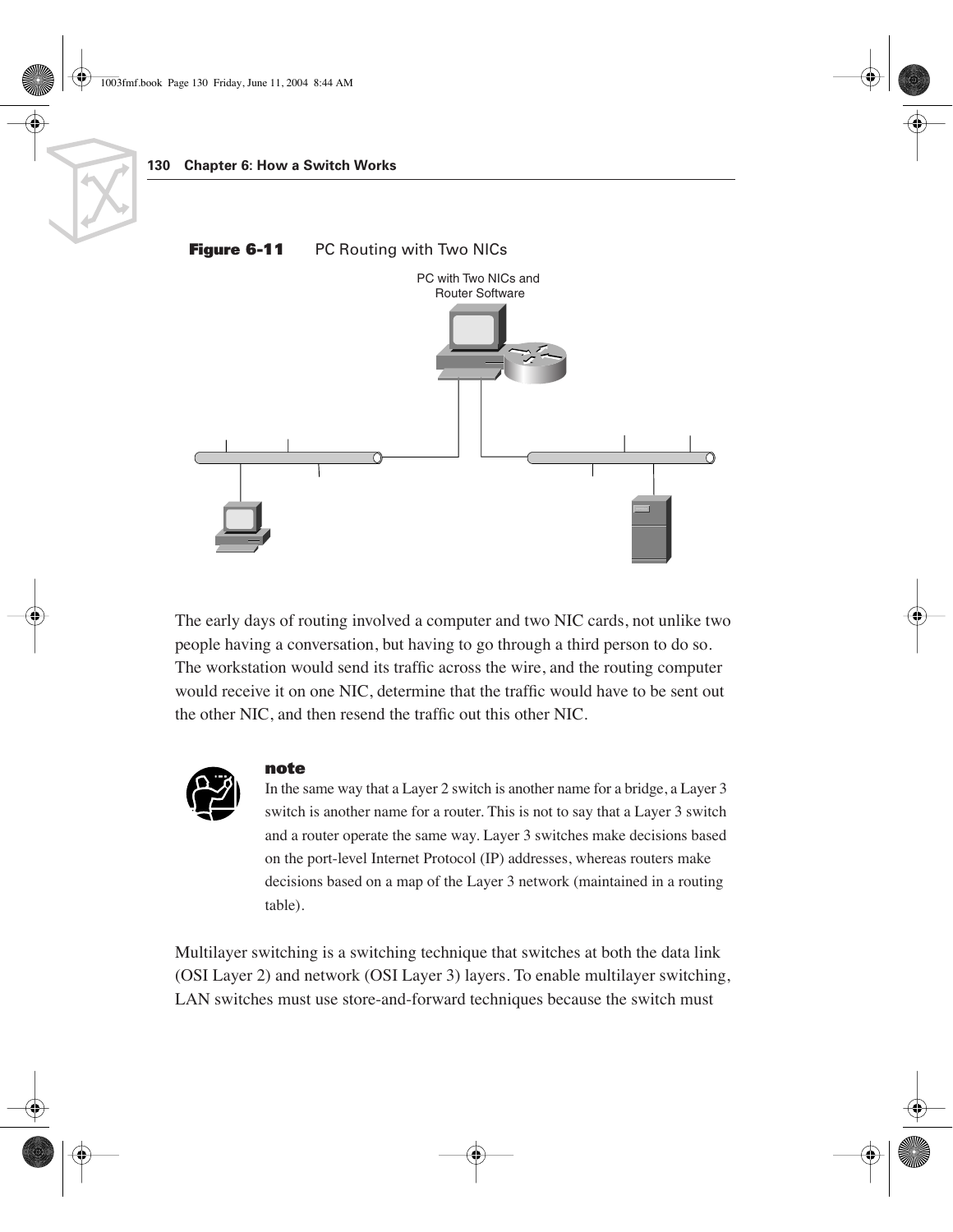**Figure 6-11** PC Routing with Two NICs

The early days of routing involved a computer and two NIC cards, not unlike two people having a conversation, but having to go through a third person to do so. The workstation would send its traffic across the wire, and the routing computer would receive it on one NIC, determine that the traffic would have to be sent out the other NIC, and then resend the traffic out this other NIC.

> **note**
>
> In the same way that a Layer 2 switch is another name for a bridge, a Layer 3 switch is another name for a router. This is not to say that a Layer 3 switch and a router operate the same way. Layer 3 switches make decisions based on the port-level Internet Protocol (IP) addresses, whereas routers make decisions based on a map of the Layer 3 network (maintained in a routing table).

Multilayer switching is a switching technique that switches at both the data link (OSI Layer 2) and network (OSI Layer 3) layers. To enable multilayer switching, LAN switches must use store-and-forward techniques because the switch must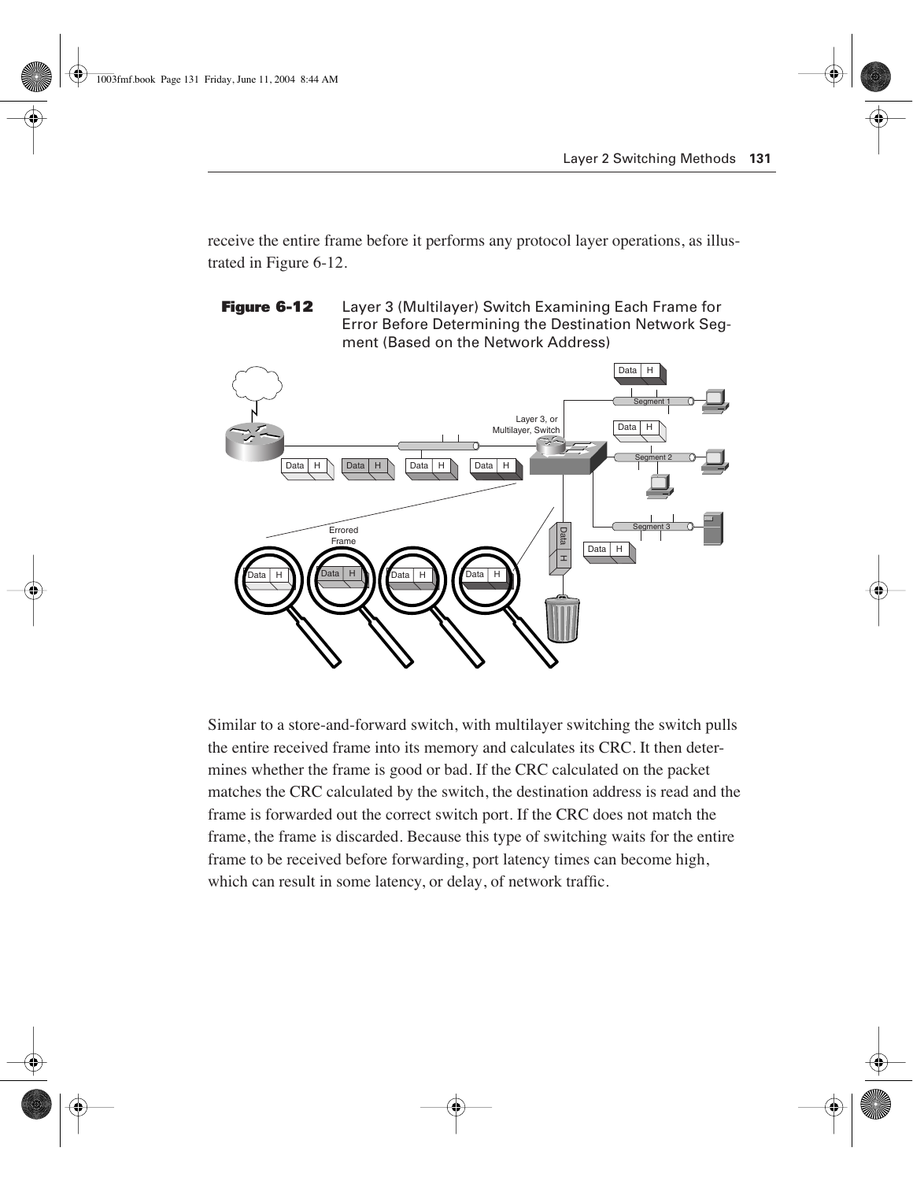receive the entire frame before it performs any protocol layer operations, as illustrated in Figure 6-12.

**Figure 6-12** Layer 3 (Multilayer) Switch Examining Each Frame for Error Before Determining the Destination Network Segment (Based on the Network Address)

Similar to a store-and-forward switch, with multilayer switching the switch pulls the entire received frame into its memory and calculates its CRC. It then determines whether the frame is good or bad. If the CRC calculated on the packet matches the CRC calculated by the switch, the destination address is read and the frame is forwarded out the correct switch port. If the CRC does not match the frame, the frame is discarded. Because this type of switching waits for the entire frame to be received before forwarding, port latency times can become high, which can result in some latency, or delay, of network traffic.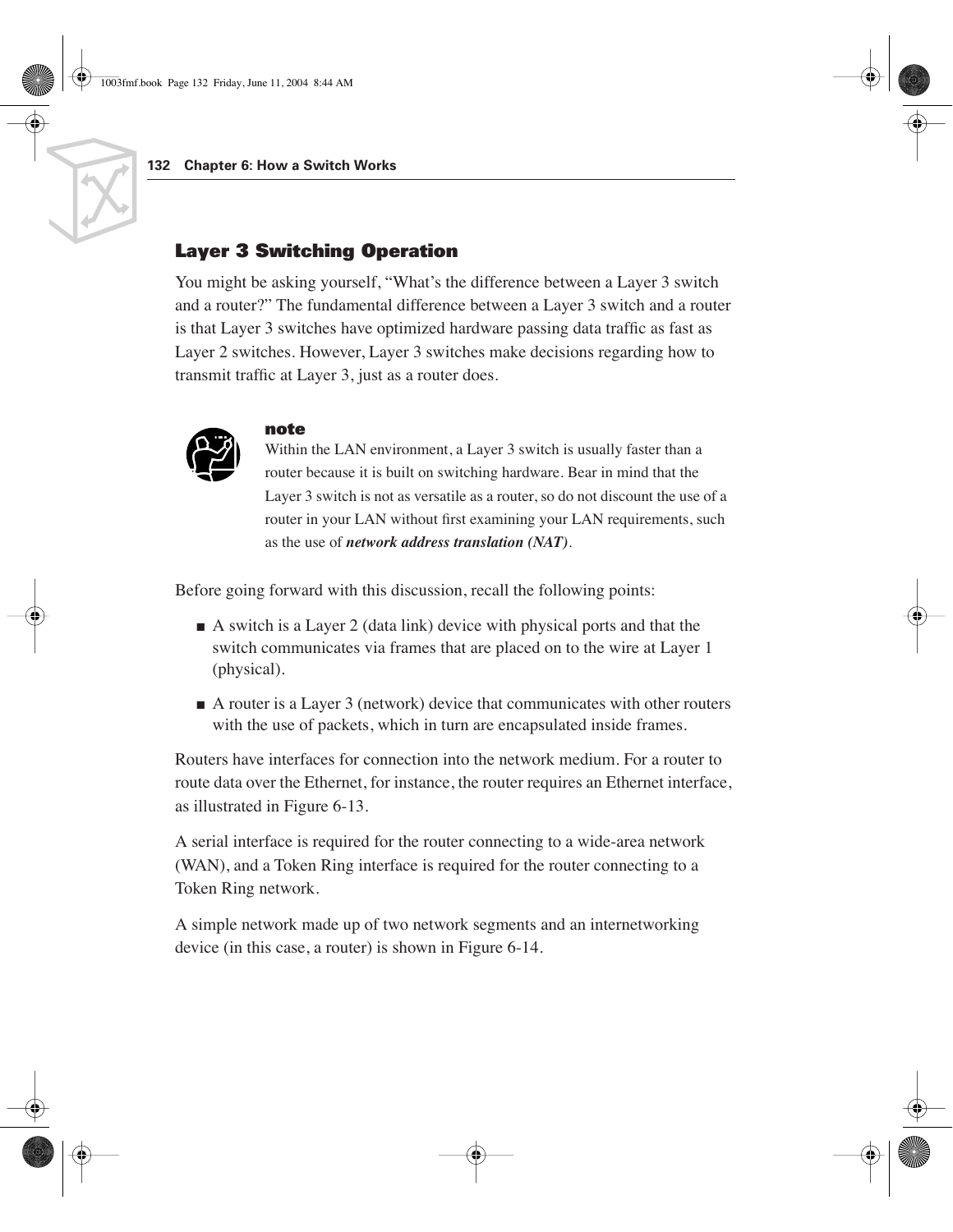## Layer 3 Switching Operation

You might be asking yourself, "What's the difference between a Layer 3 switch and a router?" The fundamental difference between a Layer 3 switch and a router is that Layer 3 switches have optimized hardware passing data traffic as fast as Layer 2 switches. However, Layer 3 switches make decisions regarding how to transmit traffic at Layer 3, just as a router does.

> **note**
>
> Within the LAN environment, a Layer 3 switch is usually faster than a router because it is built on switching hardware. Bear in mind that the Layer 3 switch is not as versatile as a router, so do not discount the use of a router in your LAN without first examining your LAN requirements, such as the use of ***network address translation (NAT)***.

Before going forward with this discussion, recall the following points:

- A switch is a Layer 2 (data link) device with physical ports and that the switch communicates via frames that are placed on to the wire at Layer 1 (physical).
- A router is a Layer 3 (network) device that communicates with other routers with the use of packets, which in turn are encapsulated inside frames.

Routers have interfaces for connection into the network medium. For a router to route data over the Ethernet, for instance, the router requires an Ethernet interface, as illustrated in Figure 6-13.

A serial interface is required for the router connecting to a wide-area network (WAN), and a Token Ring interface is required for the router connecting to a Token Ring network.

A simple network made up of two network segments and an internetworking device (in this case, a router) is shown in Figure 6-14.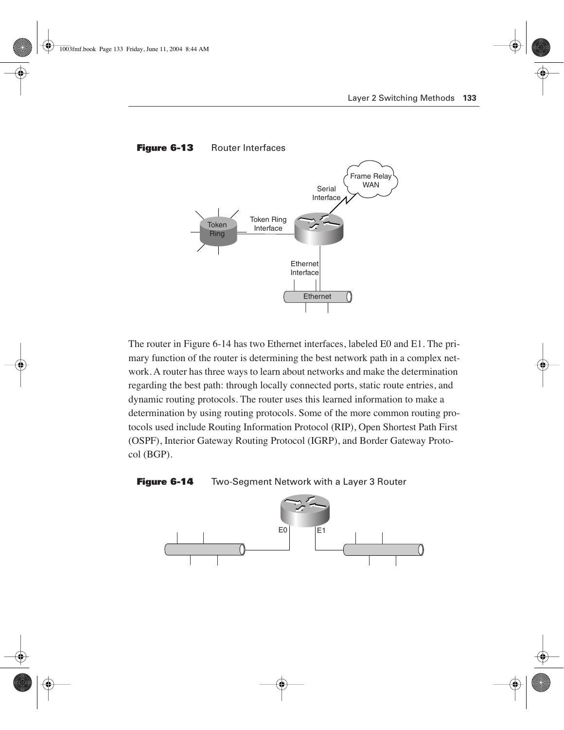**Figure 6-13** Router Interfaces

The router in Figure 6-14 has two Ethernet interfaces, labeled E0 and E1. The primary function of the router is determining the best network path in a complex network. A router has three ways to learn about networks and make the determination regarding the best path: through locally connected ports, static route entries, and dynamic routing protocols. The router uses this learned information to make a determination by using routing protocols. Some of the more common routing protocols used include Routing Information Protocol (RIP), Open Shortest Path First (OSPF), Interior Gateway Routing Protocol (IGRP), and Border Gateway Protocol (BGP).

**Figure 6-14** Two-Segment Network with a Layer 3 Router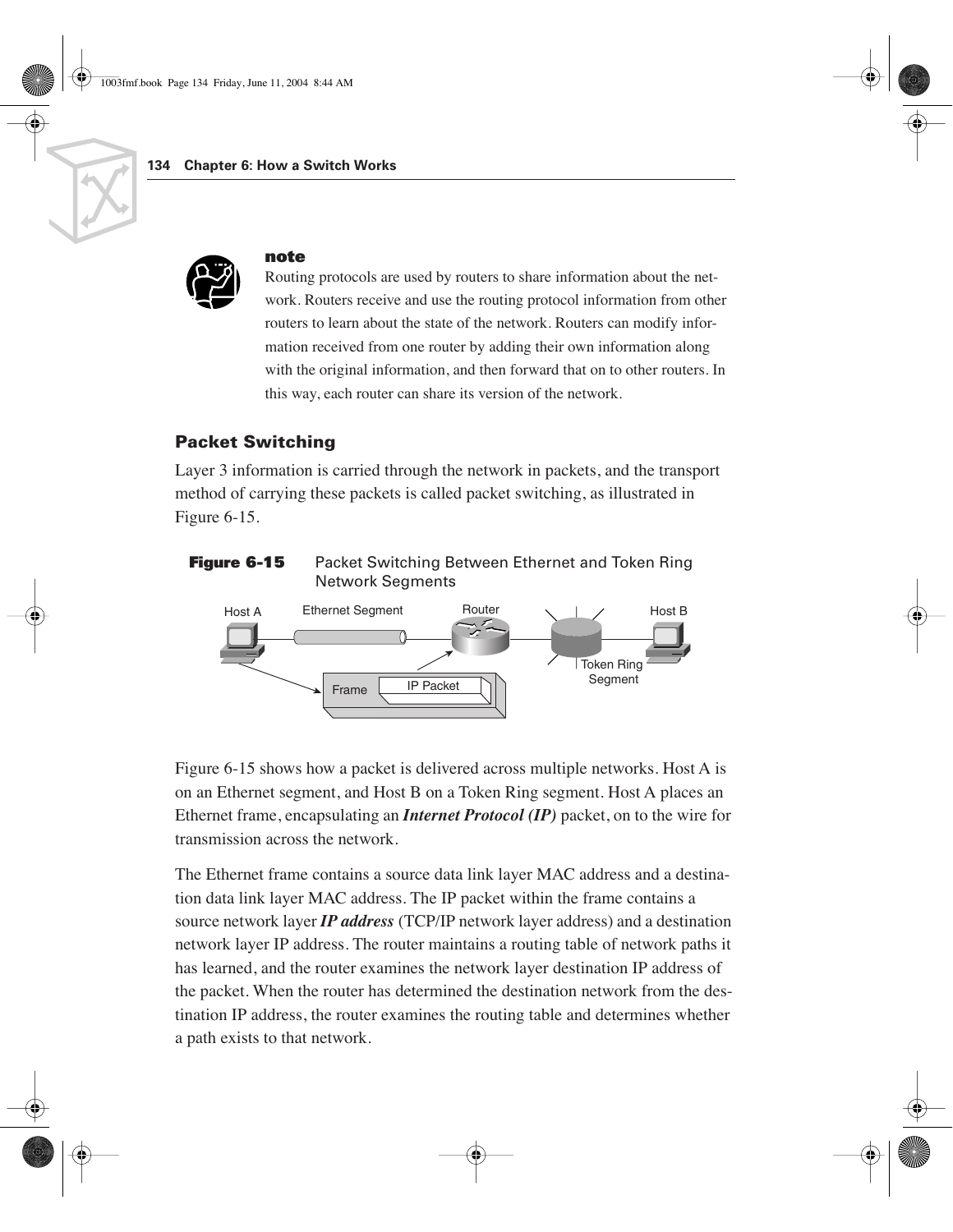**note**

Routing protocols are used by routers to share information about the network. Routers receive and use the routing protocol information from other routers to learn about the state of the network. Routers can modify information received from one router by adding their own information along with the original information, and then forward that on to other routers. In this way, each router can share its version of the network.

### Packet Switching

Layer 3 information is carried through the network in packets, and the transport method of carrying these packets is called packet switching, as illustrated in Figure 6-15.

**Figure 6-15** Packet Switching Between Ethernet and Token Ring Network Segments

Host A, Ethernet Segment, Router, Host B, Token Ring Segment, Frame, IP Packet

Figure 6-15 shows how a packet is delivered across multiple networks. Host A is on an Ethernet segment, and Host B on a Token Ring segment. Host A places an Ethernet frame, encapsulating an ***Internet Protocol (IP)*** packet, on to the wire for transmission across the network.

The Ethernet frame contains a source data link layer MAC address and a destination data link layer MAC address. The IP packet within the frame contains a source network layer ***IP address*** (TCP/IP network layer address) and a destination network layer IP address. The router maintains a routing table of network paths it has learned, and the router examines the network layer destination IP address of the packet. When the router has determined the destination network from the destination IP address, the router examines the routing table and determines whether a path exists to that network.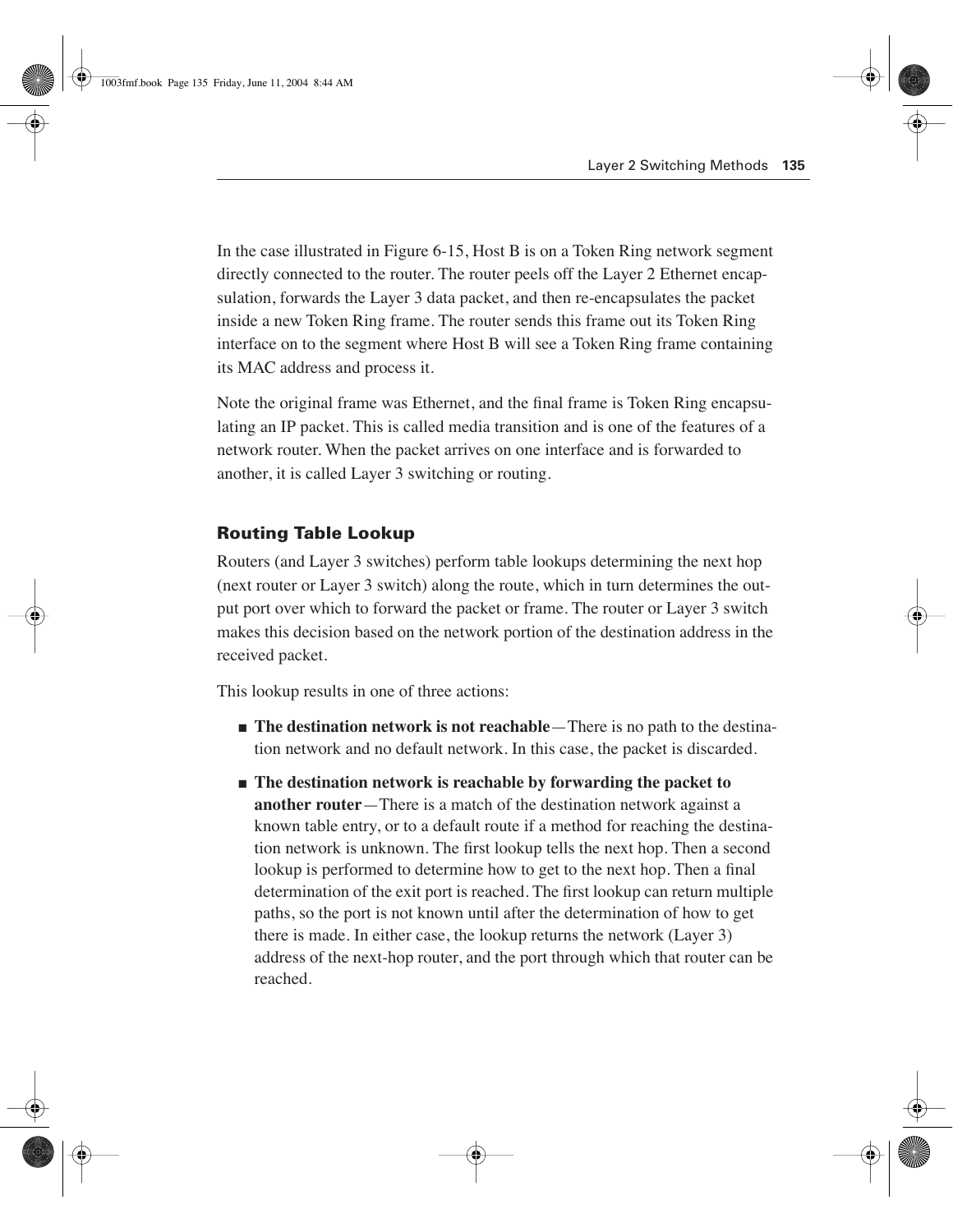In the case illustrated in Figure 6-15, Host B is on a Token Ring network segment directly connected to the router. The router peels off the Layer 2 Ethernet encapsulation, forwards the Layer 3 data packet, and then re-encapsulates the packet inside a new Token Ring frame. The router sends this frame out its Token Ring interface on to the segment where Host B will see a Token Ring frame containing its MAC address and process it.

Note the original frame was Ethernet, and the final frame is Token Ring encapsulating an IP packet. This is called media transition and is one of the features of a network router. When the packet arrives on one interface and is forwarded to another, it is called Layer 3 switching or routing.

### Routing Table Lookup

Routers (and Layer 3 switches) perform table lookups determining the next hop (next router or Layer 3 switch) along the route, which in turn determines the output port over which to forward the packet or frame. The router or Layer 3 switch makes this decision based on the network portion of the destination address in the received packet.

This lookup results in one of three actions:

- **The destination network is not reachable**—There is no path to the destination network and no default network. In this case, the packet is discarded.
- **The destination network is reachable by forwarding the packet to another router**—There is a match of the destination network against a known table entry, or to a default route if a method for reaching the destination network is unknown. The first lookup tells the next hop. Then a second lookup is performed to determine how to get to the next hop. Then a final determination of the exit port is reached. The first lookup can return multiple paths, so the port is not known until after the determination of how to get there is made. In either case, the lookup returns the network (Layer 3) address of the next-hop router, and the port through which that router can be reached.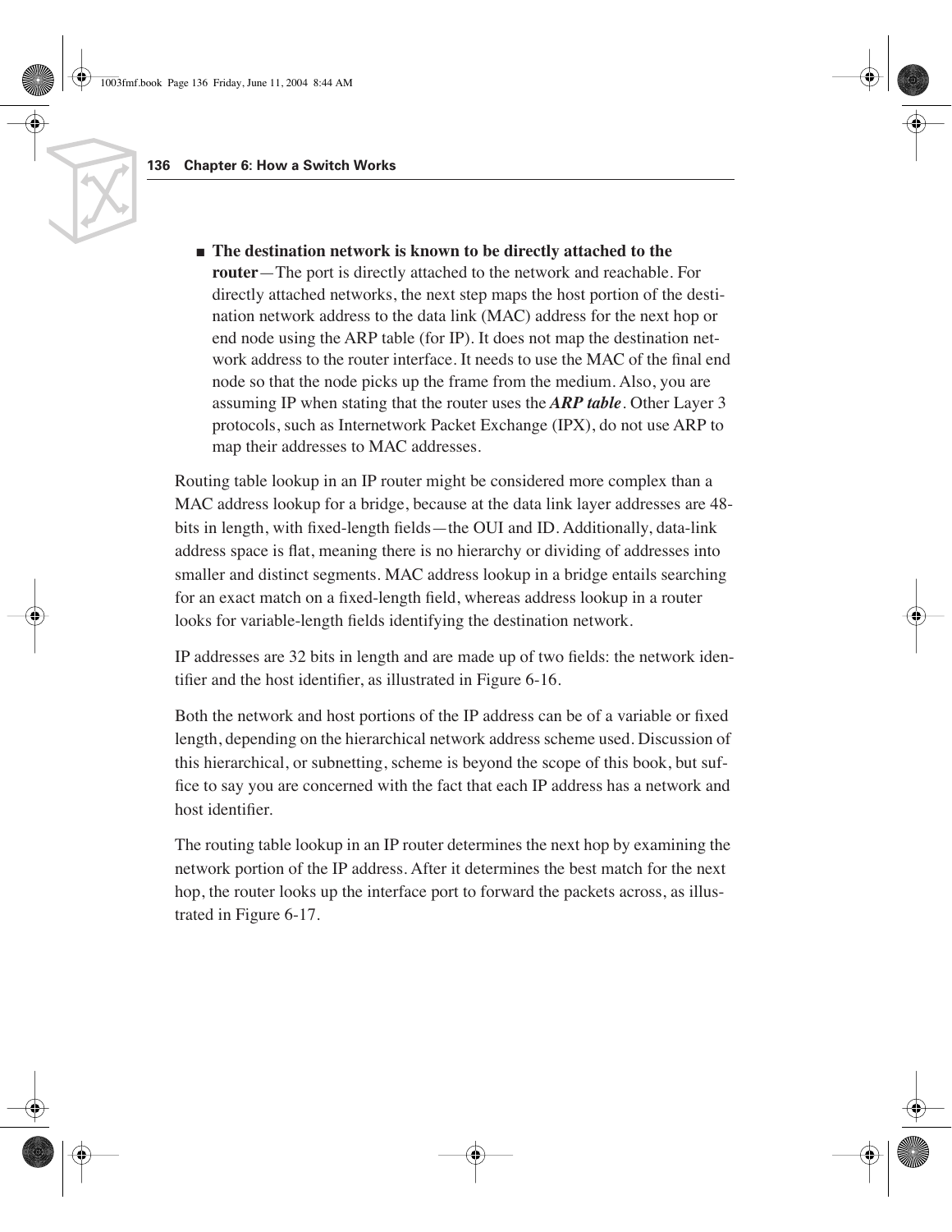- **The destination network is known to be directly attached to the router**—The port is directly attached to the network and reachable. For directly attached networks, the next step maps the host portion of the destination network address to the data link (MAC) address for the next hop or end node using the ARP table (for IP). It does not map the destination network address to the router interface. It needs to use the MAC of the final end node so that the node picks up the frame from the medium. Also, you are assuming IP when stating that the router uses the ***ARP table***. Other Layer 3 protocols, such as Internetwork Packet Exchange (IPX), do not use ARP to map their addresses to MAC addresses.

Routing table lookup in an IP router might be considered more complex than a MAC address lookup for a bridge, because at the data link layer addresses are 48-bits in length, with fixed-length fields—the OUI and ID. Additionally, data-link address space is flat, meaning there is no hierarchy or dividing of addresses into smaller and distinct segments. MAC address lookup in a bridge entails searching for an exact match on a fixed-length field, whereas address lookup in a router looks for variable-length fields identifying the destination network.

IP addresses are 32 bits in length and are made up of two fields: the network identifier and the host identifier, as illustrated in Figure 6-16.

Both the network and host portions of the IP address can be of a variable or fixed length, depending on the hierarchical network address scheme used. Discussion of this hierarchical, or subnetting, scheme is beyond the scope of this book, but suffice to say you are concerned with the fact that each IP address has a network and host identifier.

The routing table lookup in an IP router determines the next hop by examining the network portion of the IP address. After it determines the best match for the next hop, the router looks up the interface port to forward the packets across, as illustrated in Figure 6-17.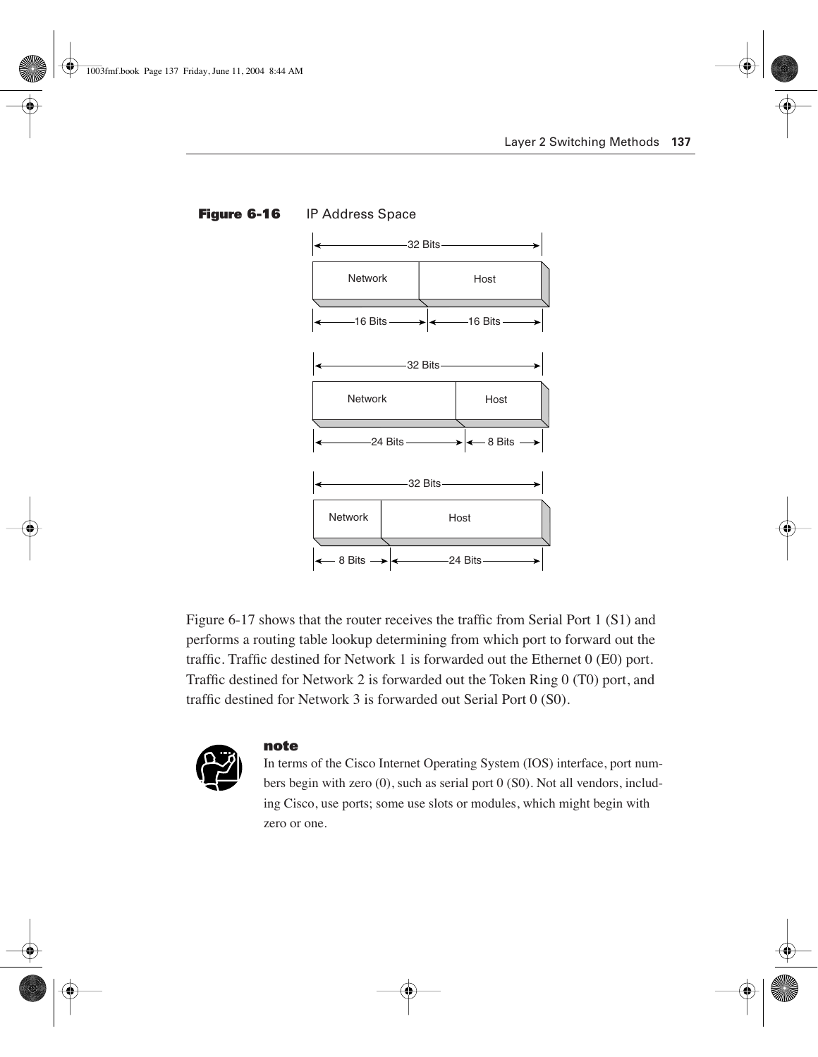**Figure 6-16** IP Address Space

Figure 6-17 shows that the router receives the traffic from Serial Port 1 (S1) and performs a routing table lookup determining from which port to forward out the traffic. Traffic destined for Network 1 is forwarded out the Ethernet 0 (E0) port. Traffic destined for Network 2 is forwarded out the Token Ring 0 (T0) port, and traffic destined for Network 3 is forwarded out Serial Port 0 (S0).

**note**

In terms of the Cisco Internet Operating System (IOS) interface, port numbers begin with zero (0), such as serial port 0 (S0). Not all vendors, including Cisco, use ports; some use slots or modules, which might begin with zero or one.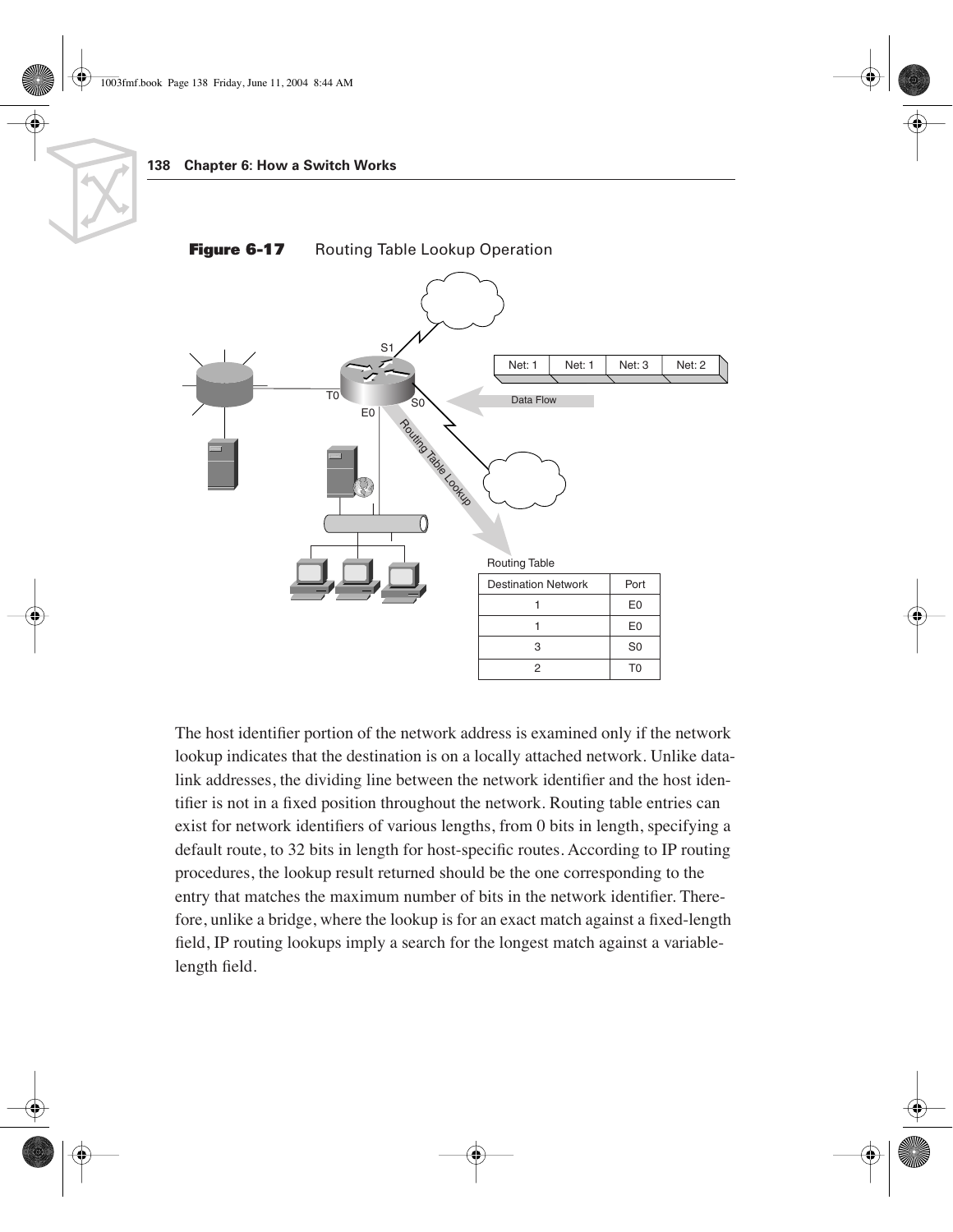**Figure 6-17** Routing Table Lookup Operation

Routing Table

| Destination Network | Port |
|---|---|
| 1 | E0 |
| 1 | E0 |
| 3 | S0 |
| 2 | T0 |

The host identifier portion of the network address is examined only if the network lookup indicates that the destination is on a locally attached network. Unlike data-link addresses, the dividing line between the network identifier and the host identifier is not in a fixed position throughout the network. Routing table entries can exist for network identifiers of various lengths, from 0 bits in length, specifying a default route, to 32 bits in length for host-specific routes. According to IP routing procedures, the lookup result returned should be the one corresponding to the entry that matches the maximum number of bits in the network identifier. Therefore, unlike a bridge, where the lookup is for an exact match against a fixed-length field, IP routing lookups imply a search for the longest match against a variable-length field.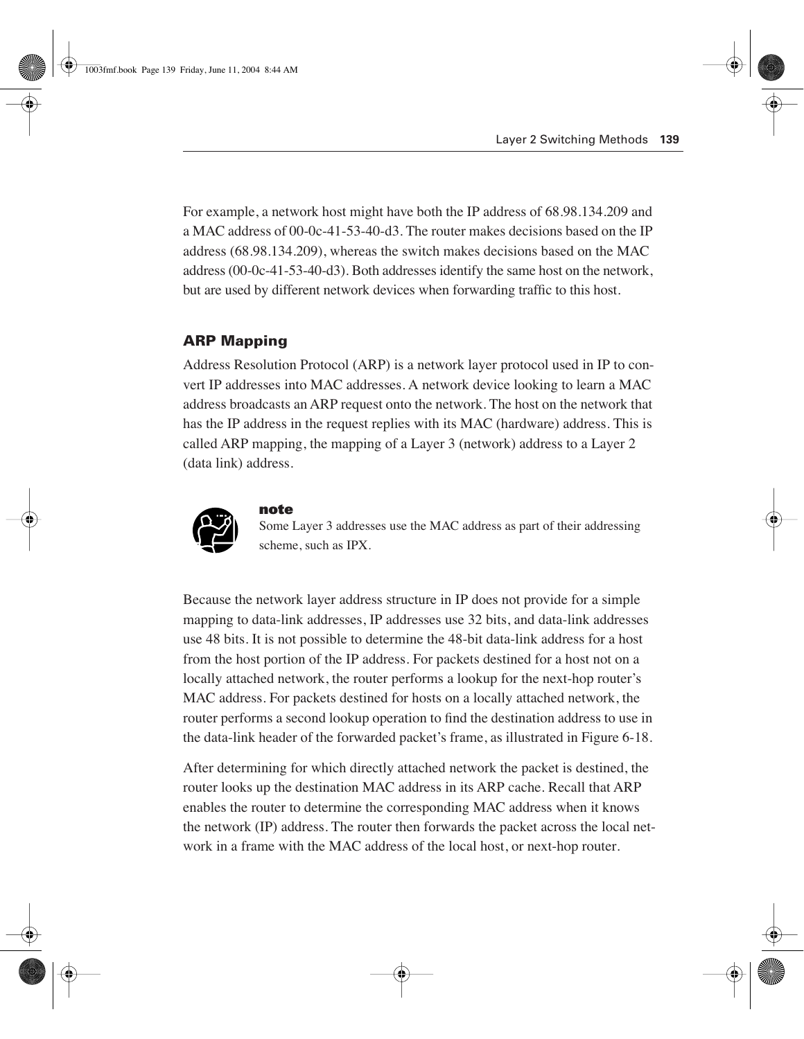For example, a network host might have both the IP address of 68.98.134.209 and a MAC address of 00-0c-41-53-40-d3. The router makes decisions based on the IP address (68.98.134.209), whereas the switch makes decisions based on the MAC address (00-0c-41-53-40-d3). Both addresses identify the same host on the network, but are used by different network devices when forwarding traffic to this host.

### ARP Mapping

Address Resolution Protocol (ARP) is a network layer protocol used in IP to convert IP addresses into MAC addresses. A network device looking to learn a MAC address broadcasts an ARP request onto the network. The host on the network that has the IP address in the request replies with its MAC (hardware) address. This is called ARP mapping, the mapping of a Layer 3 (network) address to a Layer 2 (data link) address.

> **note**
> Some Layer 3 addresses use the MAC address as part of their addressing scheme, such as IPX.

Because the network layer address structure in IP does not provide for a simple mapping to data-link addresses, IP addresses use 32 bits, and data-link addresses use 48 bits. It is not possible to determine the 48-bit data-link address for a host from the host portion of the IP address. For packets destined for a host not on a locally attached network, the router performs a lookup for the next-hop router's MAC address. For packets destined for hosts on a locally attached network, the router performs a second lookup operation to find the destination address to use in the data-link header of the forwarded packet's frame, as illustrated in Figure 6-18.

After determining for which directly attached network the packet is destined, the router looks up the destination MAC address in its ARP cache. Recall that ARP enables the router to determine the corresponding MAC address when it knows the network (IP) address. The router then forwards the packet across the local network in a frame with the MAC address of the local host, or next-hop router.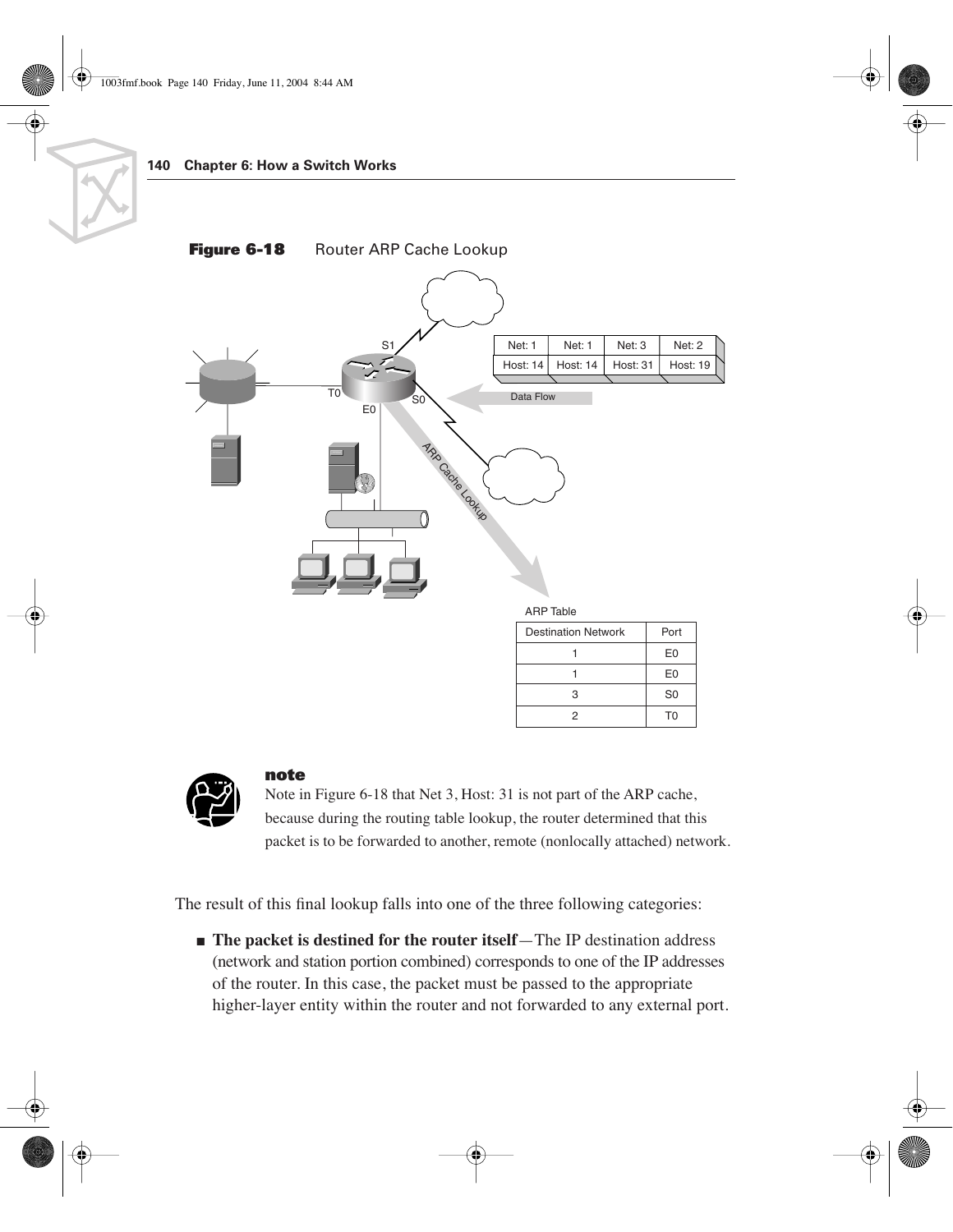**Figure 6-18** Router ARP Cache Lookup

| Net: 1 | Net: 1 | Net: 3 | Net: 2 |
|---|---|---|---|
| Host: 14 | Host: 14 | Host: 31 | Host: 19 |

ARP Table

| Destination Network | Port |
|---|---|
| 1 | E0 |
| 1 | E0 |
| 3 | S0 |
| 2 | T0 |

> **note**
> Note in Figure 6-18 that Net 3, Host: 31 is not part of the ARP cache, because during the routing table lookup, the router determined that this packet is to be forwarded to another, remote (nonlocally attached) network.

The result of this final lookup falls into one of the three following categories:

- **The packet is destined for the router itself**—The IP destination address (network and station portion combined) corresponds to one of the IP addresses of the router. In this case, the packet must be passed to the appropriate higher-layer entity within the router and not forwarded to any external port.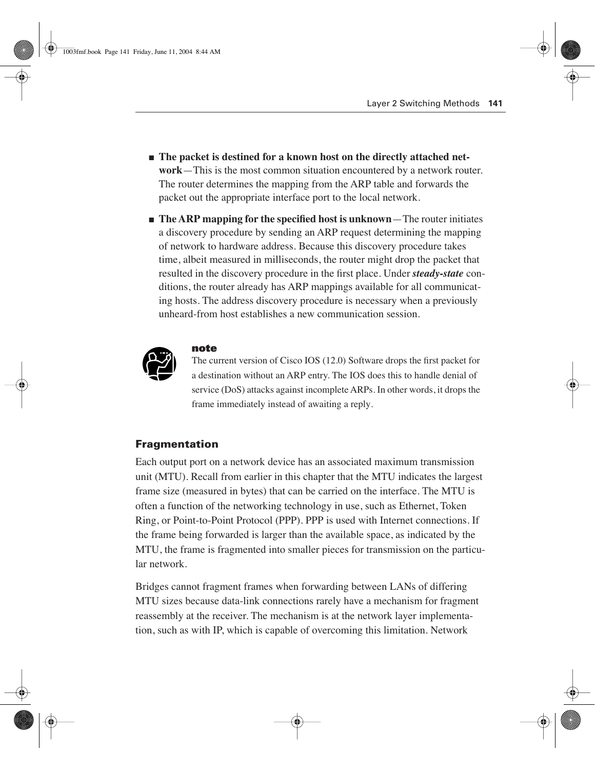- **The packet is destined for a known host on the directly attached network**—This is the most common situation encountered by a network router. The router determines the mapping from the ARP table and forwards the packet out the appropriate interface port to the local network.
- **The ARP mapping for the specified host is unknown**—The router initiates a discovery procedure by sending an ARP request determining the mapping of network to hardware address. Because this discovery procedure takes time, albeit measured in milliseconds, the router might drop the packet that resulted in the discovery procedure in the first place. Under ***steady-state*** conditions, the router already has ARP mappings available for all communicating hosts. The address discovery procedure is necessary when a previously unheard-from host establishes a new communication session.

> **note**
>
> The current version of Cisco IOS (12.0) Software drops the first packet for a destination without an ARP entry. The IOS does this to handle denial of service (DoS) attacks against incomplete ARPs. In other words, it drops the frame immediately instead of awaiting a reply.

### Fragmentation

Each output port on a network device has an associated maximum transmission unit (MTU). Recall from earlier in this chapter that the MTU indicates the largest frame size (measured in bytes) that can be carried on the interface. The MTU is often a function of the networking technology in use, such as Ethernet, Token Ring, or Point-to-Point Protocol (PPP). PPP is used with Internet connections. If the frame being forwarded is larger than the available space, as indicated by the MTU, the frame is fragmented into smaller pieces for transmission on the particular network.

Bridges cannot fragment frames when forwarding between LANs of differing MTU sizes because data-link connections rarely have a mechanism for fragment reassembly at the receiver. The mechanism is at the network layer implementation, such as with IP, which is capable of overcoming this limitation. Network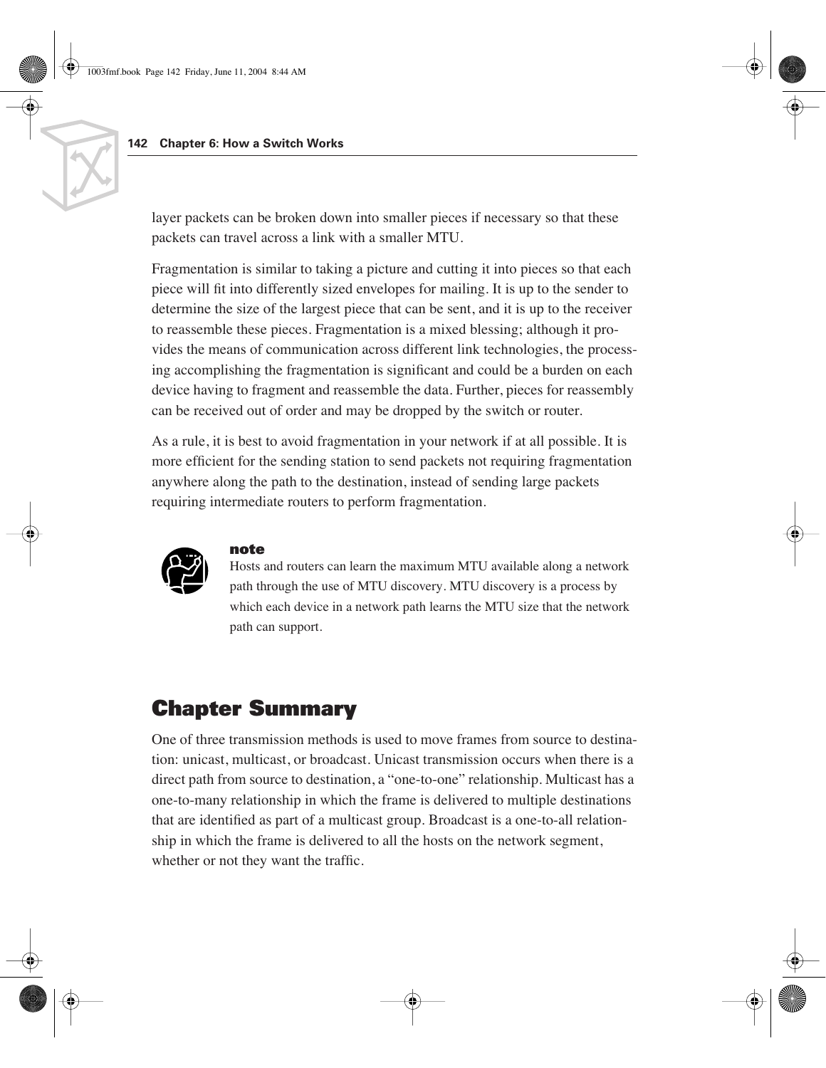layer packets can be broken down into smaller pieces if necessary so that these packets can travel across a link with a smaller MTU.

Fragmentation is similar to taking a picture and cutting it into pieces so that each piece will fit into differently sized envelopes for mailing. It is up to the sender to determine the size of the largest piece that can be sent, and it is up to the receiver to reassemble these pieces. Fragmentation is a mixed blessing; although it provides the means of communication across different link technologies, the processing accomplishing the fragmentation is significant and could be a burden on each device having to fragment and reassemble the data. Further, pieces for reassembly can be received out of order and may be dropped by the switch or router.

As a rule, it is best to avoid fragmentation in your network if at all possible. It is more efficient for the sending station to send packets not requiring fragmentation anywhere along the path to the destination, instead of sending large packets requiring intermediate routers to perform fragmentation.

> **note**
> Hosts and routers can learn the maximum MTU available along a network path through the use of MTU discovery. MTU discovery is a process by which each device in a network path learns the MTU size that the network path can support.

## Chapter Summary

One of three transmission methods is used to move frames from source to destination: unicast, multicast, or broadcast. Unicast transmission occurs when there is a direct path from source to destination, a "one-to-one" relationship. Multicast has a one-to-many relationship in which the frame is delivered to multiple destinations that are identified as part of a multicast group. Broadcast is a one-to-all relationship in which the frame is delivered to all the hosts on the network segment, whether or not they want the traffic.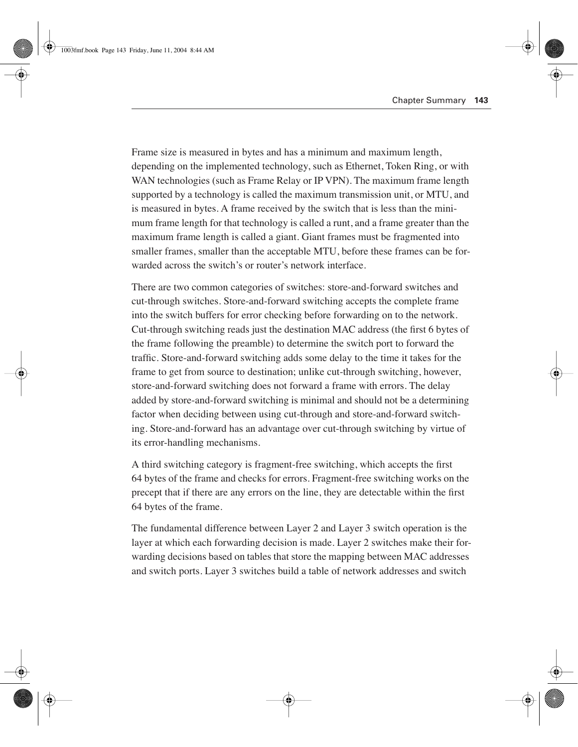Frame size is measured in bytes and has a minimum and maximum length, depending on the implemented technology, such as Ethernet, Token Ring, or with WAN technologies (such as Frame Relay or IP VPN). The maximum frame length supported by a technology is called the maximum transmission unit, or MTU, and is measured in bytes. A frame received by the switch that is less than the minimum frame length for that technology is called a runt, and a frame greater than the maximum frame length is called a giant. Giant frames must be fragmented into smaller frames, smaller than the acceptable MTU, before these frames can be forwarded across the switch's or router's network interface.

There are two common categories of switches: store-and-forward switches and cut-through switches. Store-and-forward switching accepts the complete frame into the switch buffers for error checking before forwarding on to the network. Cut-through switching reads just the destination MAC address (the first 6 bytes of the frame following the preamble) to determine the switch port to forward the traffic. Store-and-forward switching adds some delay to the time it takes for the frame to get from source to destination; unlike cut-through switching, however, store-and-forward switching does not forward a frame with errors. The delay added by store-and-forward switching is minimal and should not be a determining factor when deciding between using cut-through and store-and-forward switching. Store-and-forward has an advantage over cut-through switching by virtue of its error-handling mechanisms.

A third switching category is fragment-free switching, which accepts the first 64 bytes of the frame and checks for errors. Fragment-free switching works on the precept that if there are any errors on the line, they are detectable within the first 64 bytes of the frame.

The fundamental difference between Layer 2 and Layer 3 switch operation is the layer at which each forwarding decision is made. Layer 2 switches make their forwarding decisions based on tables that store the mapping between MAC addresses and switch ports. Layer 3 switches build a table of network addresses and switch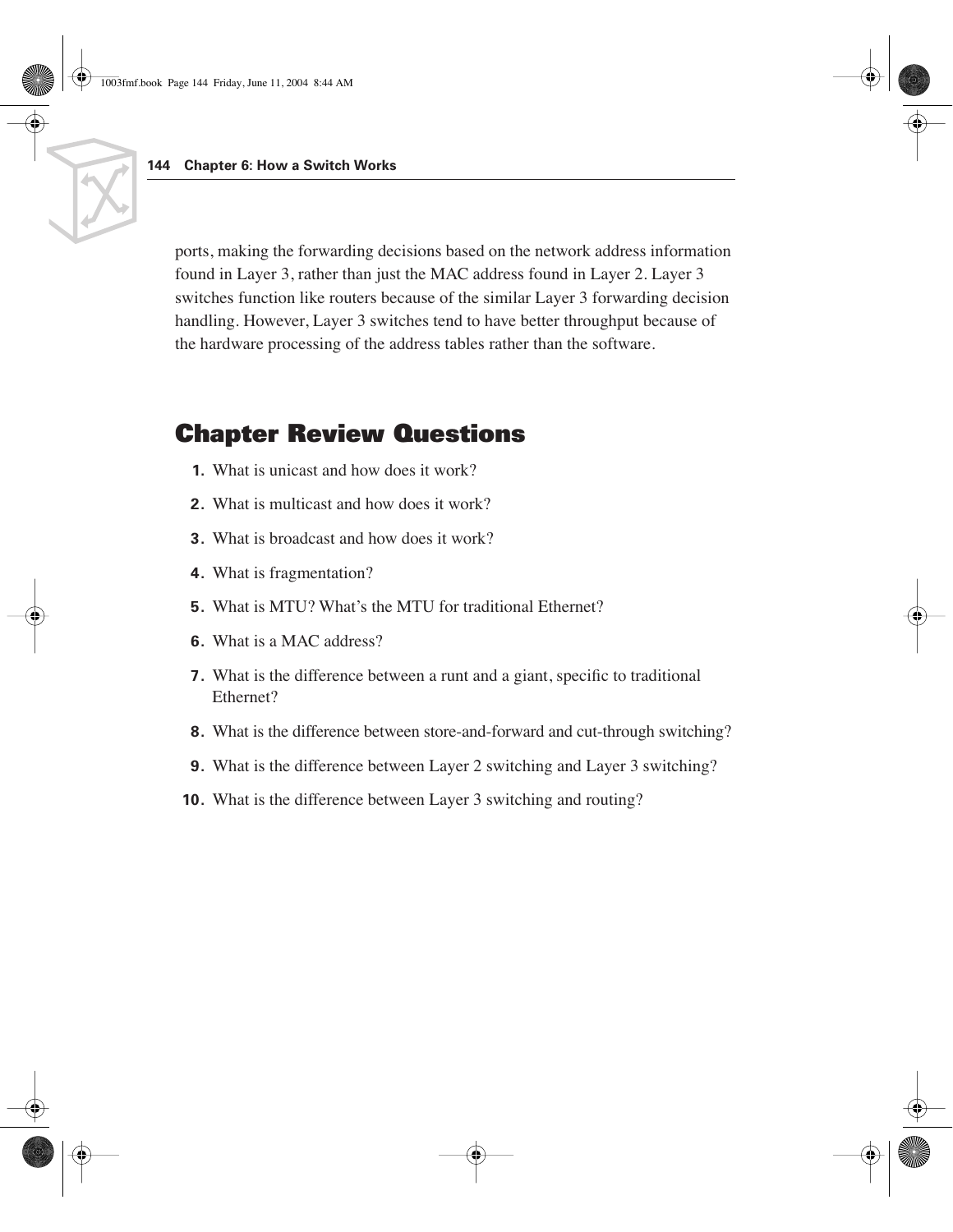ports, making the forwarding decisions based on the network address information found in Layer 3, rather than just the MAC address found in Layer 2. Layer 3 switches function like routers because of the similar Layer 3 forwarding decision handling. However, Layer 3 switches tend to have better throughput because of the hardware processing of the address tables rather than the software.

## Chapter Review Questions

1. What is unicast and how does it work?
2. What is multicast and how does it work?
3. What is broadcast and how does it work?
4. What is fragmentation?
5. What is MTU? What's the MTU for traditional Ethernet?
6. What is a MAC address?
7. What is the difference between a runt and a giant, specific to traditional Ethernet?
8. What is the difference between store-and-forward and cut-through switching?
9. What is the difference between Layer 2 switching and Layer 3 switching?
10. What is the difference between Layer 3 switching and routing?